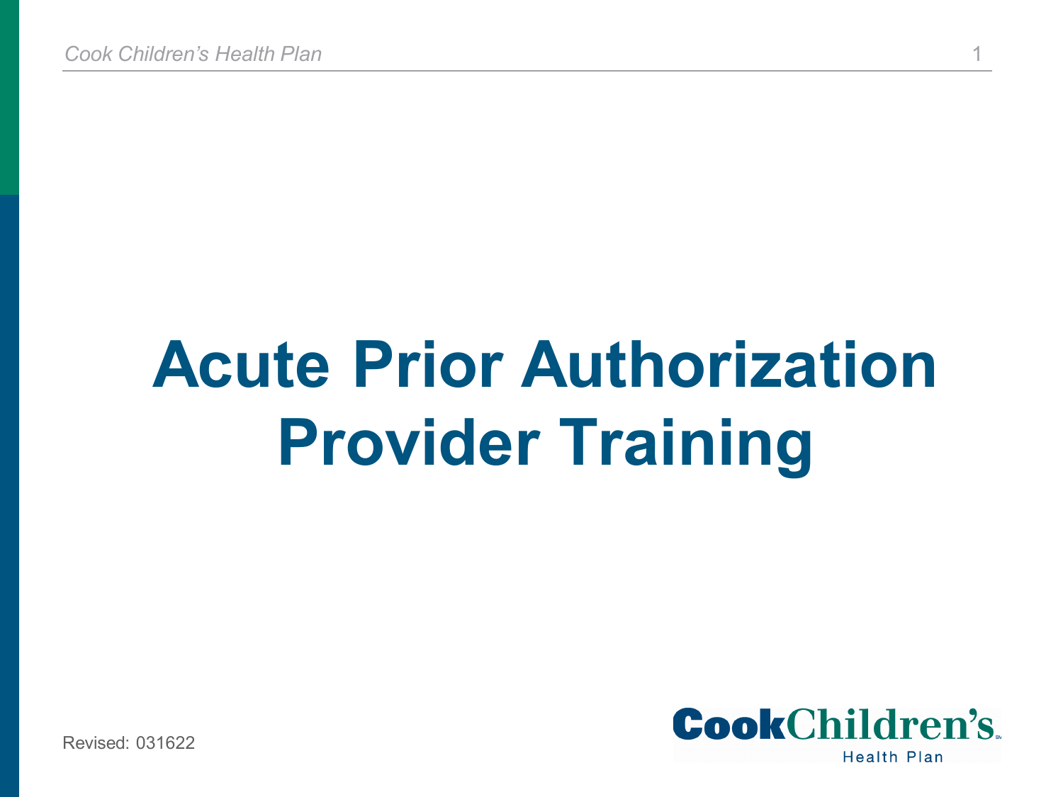# Acute Prior Authorization Provider Training

Revised: 031622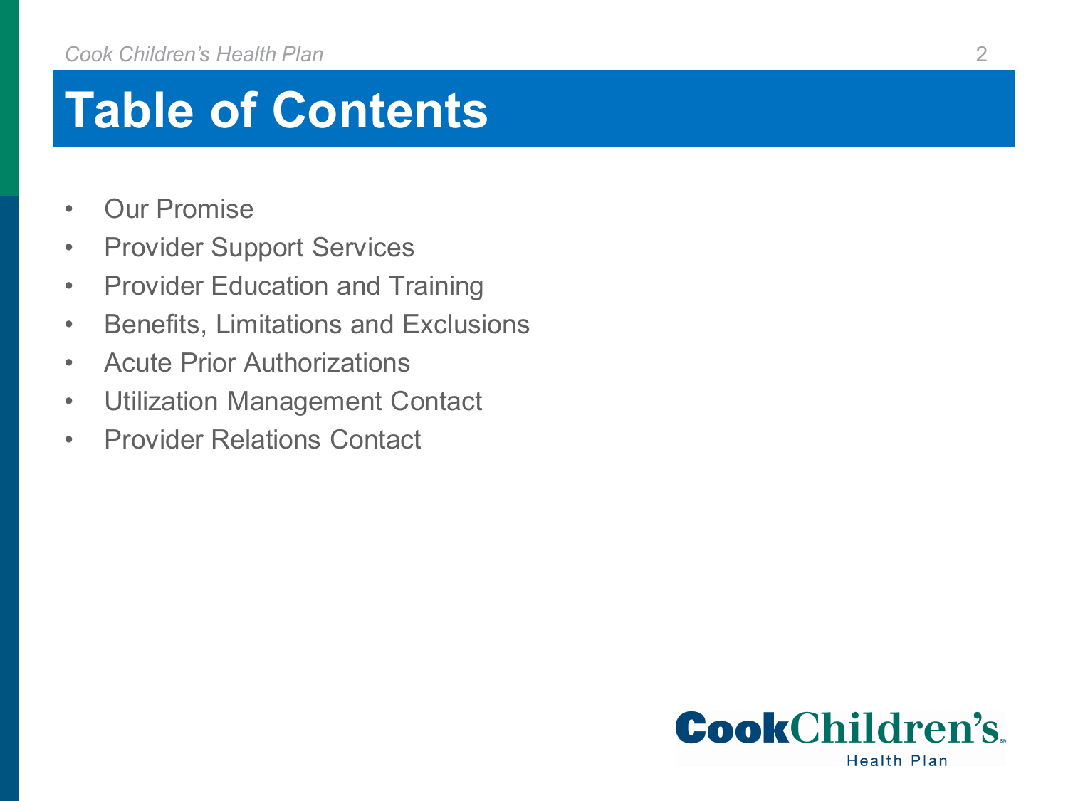# Table of Contents

- Our Promise
- Provider Support Services
- Provider Education and Training
- Benefits, Limitations and Exclusions
- Acute Prior Authorizations
- Utilization Management Contact
- Provider Relations Contact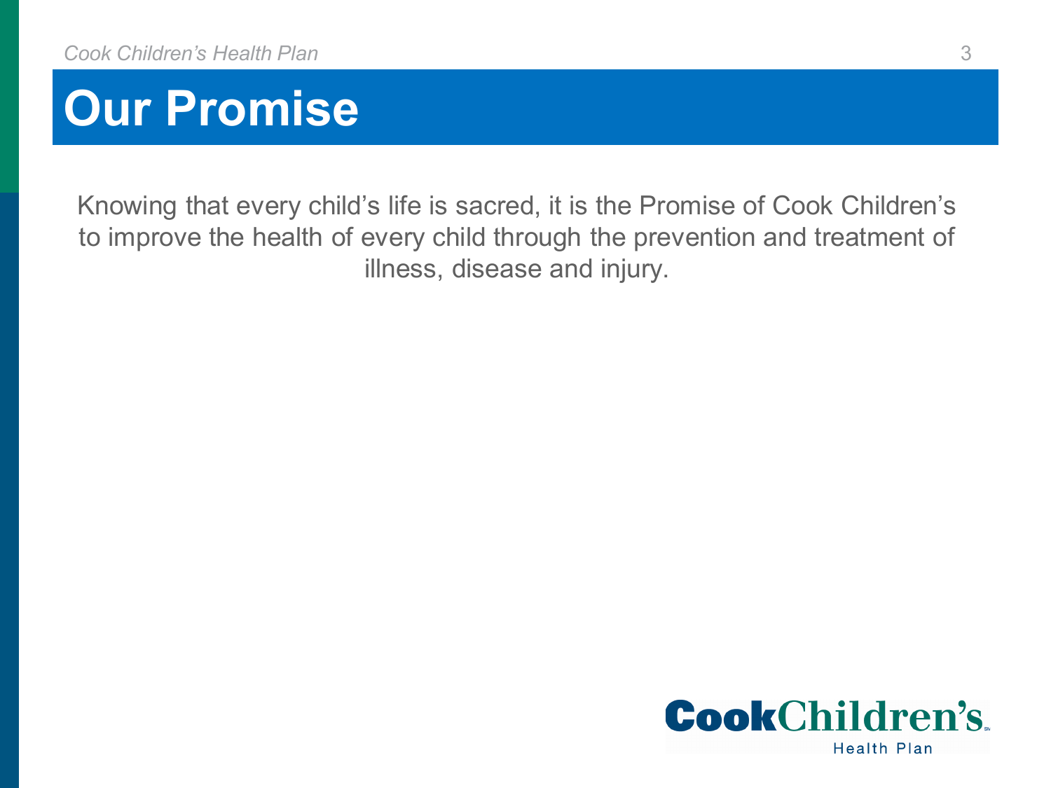# Our Promise

Knowing that every child's life is sacred, it is the Promise of Cook Children's to improve the health of every child through the prevention and treatment of illness, disease and injury.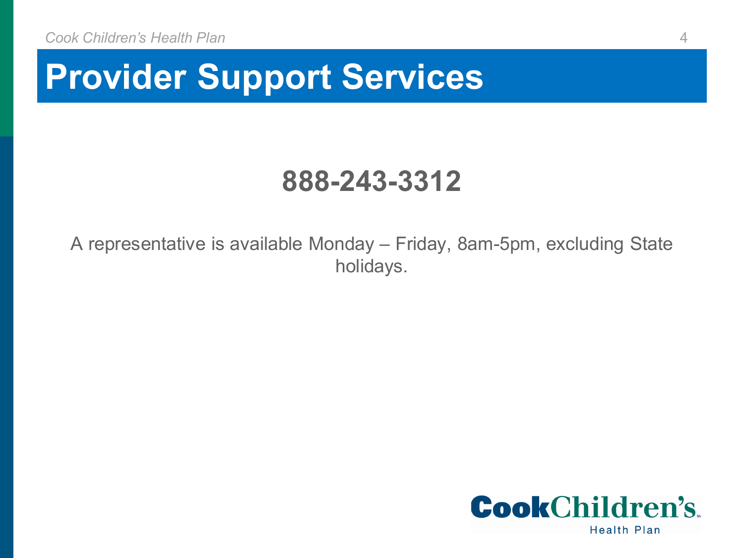# Provider Support Services

**888-243-3312**

A representative is available Monday – Friday, 8am-5pm, excluding State holidays.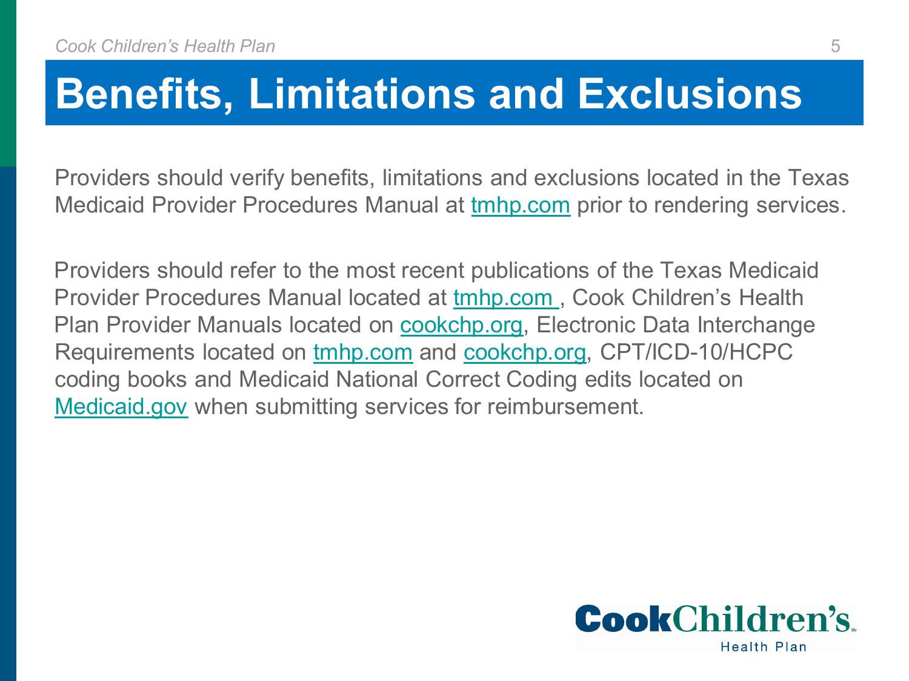# Benefits, Limitations and Exclusions

Providers should verify benefits, limitations and exclusions located in the Texas Medicaid Provider Procedures Manual at tmhp.com prior to rendering services.

Providers should refer to the most recent publications of the Texas Medicaid Provider Procedures Manual located at tmhp.com , Cook Children's Health Plan Provider Manuals located on cookchp.org, Electronic Data Interchange Requirements located on tmhp.com and cookchp.org, CPT/ICD-10/HCPC coding books and Medicaid National Correct Coding edits located on Medicaid.gov when submitting services for reimbursement.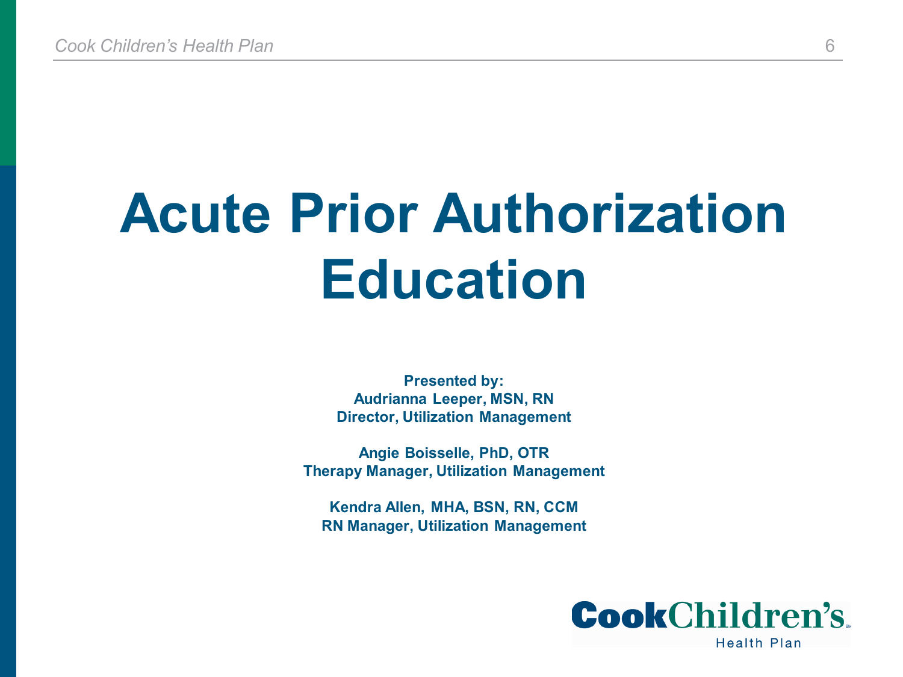# Acute Prior Authorization Education

**Presented by:**
**Audrianna Leeper, MSN, RN**
**Director, Utilization Management**

**Angie Boisselle, PhD, OTR**
**Therapy Manager, Utilization Management**

**Kendra Allen, MHA, BSN, RN, CCM**
**RN Manager, Utilization Management**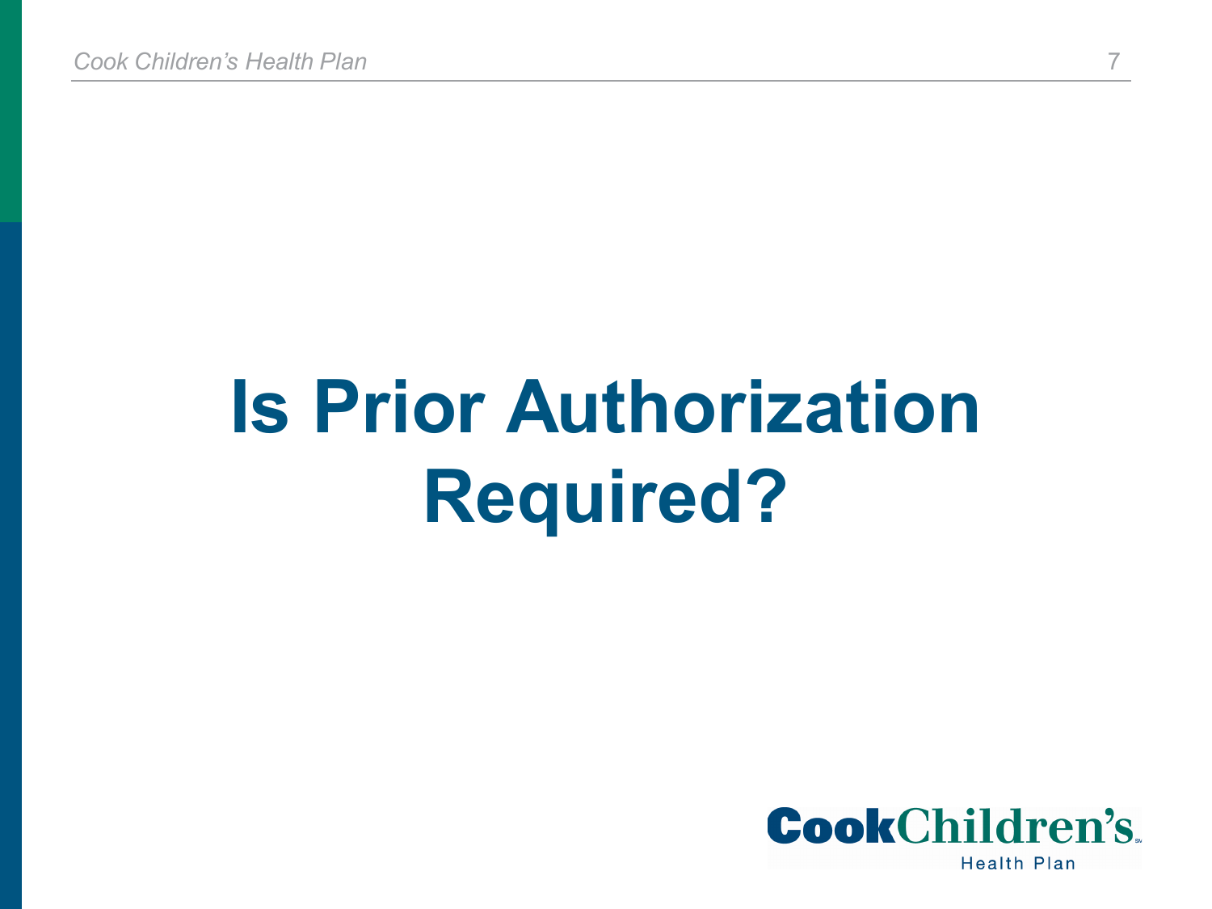# Is Prior Authorization Required?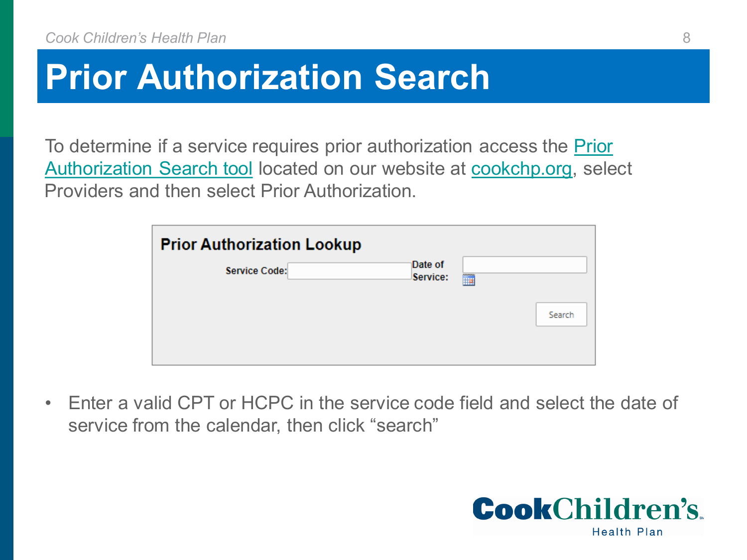# Prior Authorization Search

To determine if a service requires prior authorization access the Prior Authorization Search tool located on our website at cookchp.org, select Providers and then select Prior Authorization.

**Prior Authorization Lookup**

Service Code: Date of Service: Search

- Enter a valid CPT or HCPC in the service code field and select the date of service from the calendar, then click "search"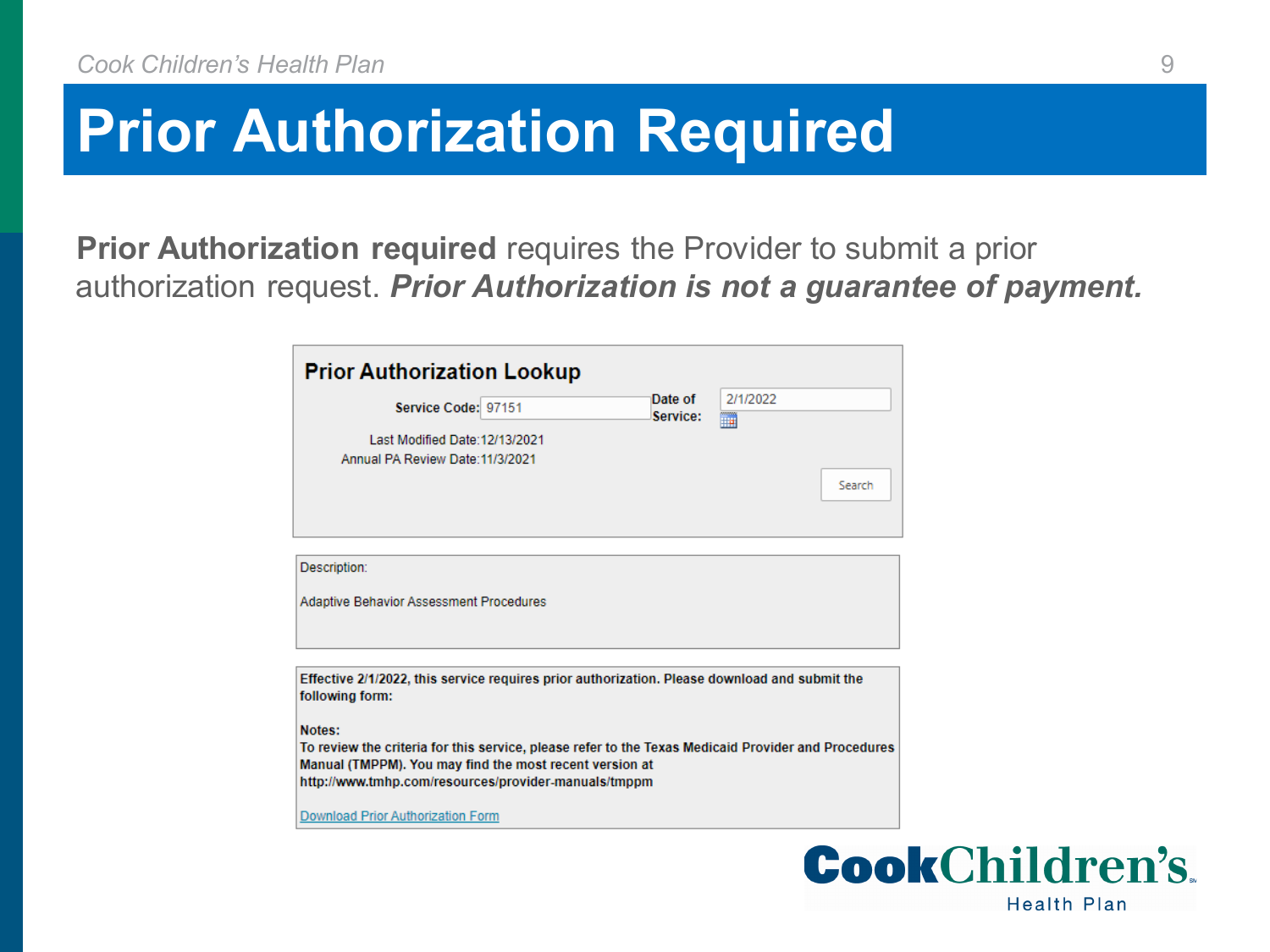# Prior Authorization Required

**Prior Authorization required** requires the Provider to submit a prior authorization request. ***Prior Authorization is not a guarantee of payment.***

## Prior Authorization Lookup

Service Code: 97151

Date of Service: 2/1/2022

Last Modified Date: 12/13/2021

Annual PA Review Date: 11/3/2021

Search

Description:

Adaptive Behavior Assessment Procedures

**Effective 2/1/2022, this service requires prior authorization. Please download and submit the following form:**

**Notes:**

**To review the criteria for this service, please refer to the Texas Medicaid Provider and Procedures Manual (TMPPM). You may find the most recent version at http://www.tmhp.com/resources/provider-manuals/tmppm**

Download Prior Authorization Form

CookChildren's Health Plan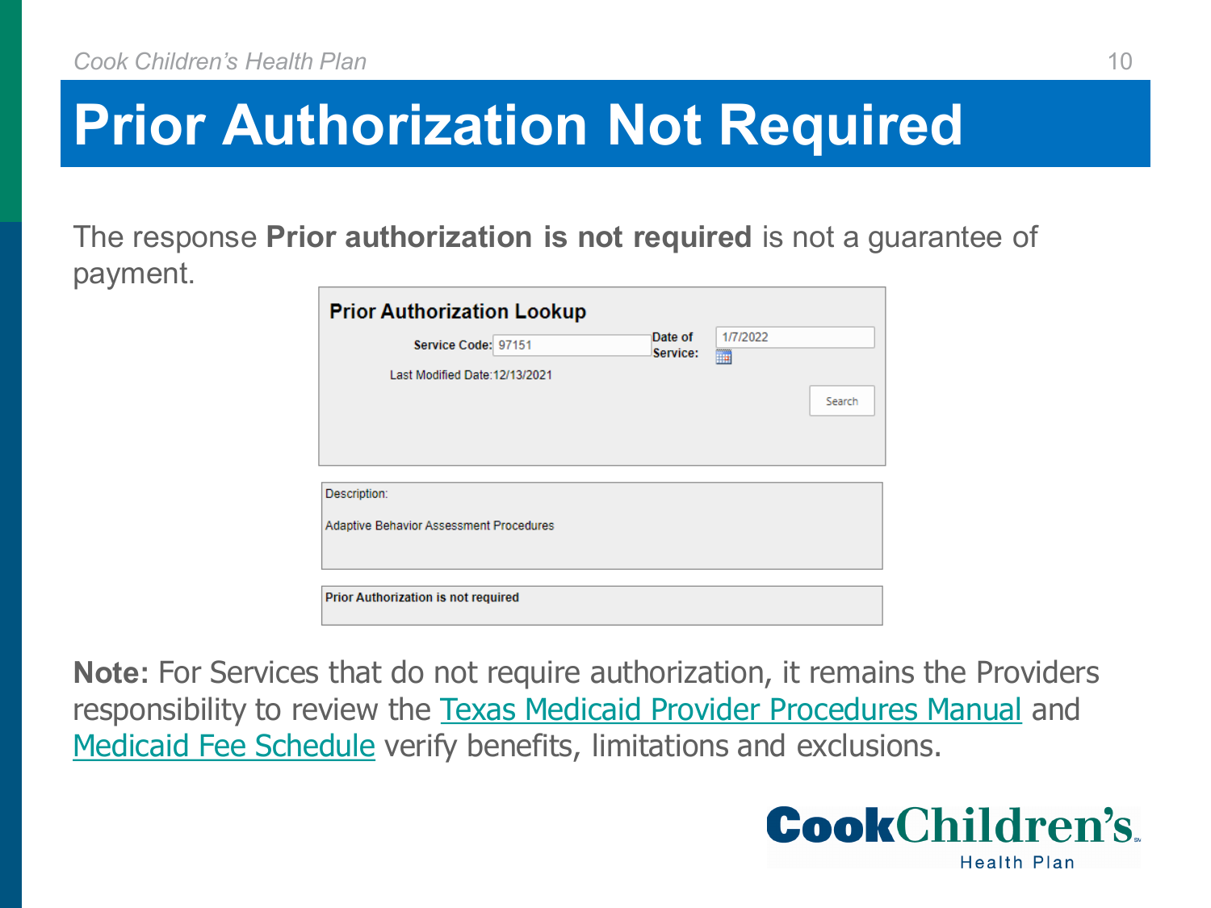# Prior Authorization Not Required

The response **Prior authorization is not required** is not a guarantee of payment.

**Prior Authorization Lookup**

Service Code: 97151 | Date of Service: 1/7/2022

Last Modified Date:12/13/2021

Search

Description:

Adaptive Behavior Assessment Procedures

**Prior Authorization is not required**

**Note:** For Services that do not require authorization, it remains the Providers responsibility to review the [Texas Medicaid Provider Procedures Manual] and [Medicaid Fee Schedule] verify benefits, limitations and exclusions.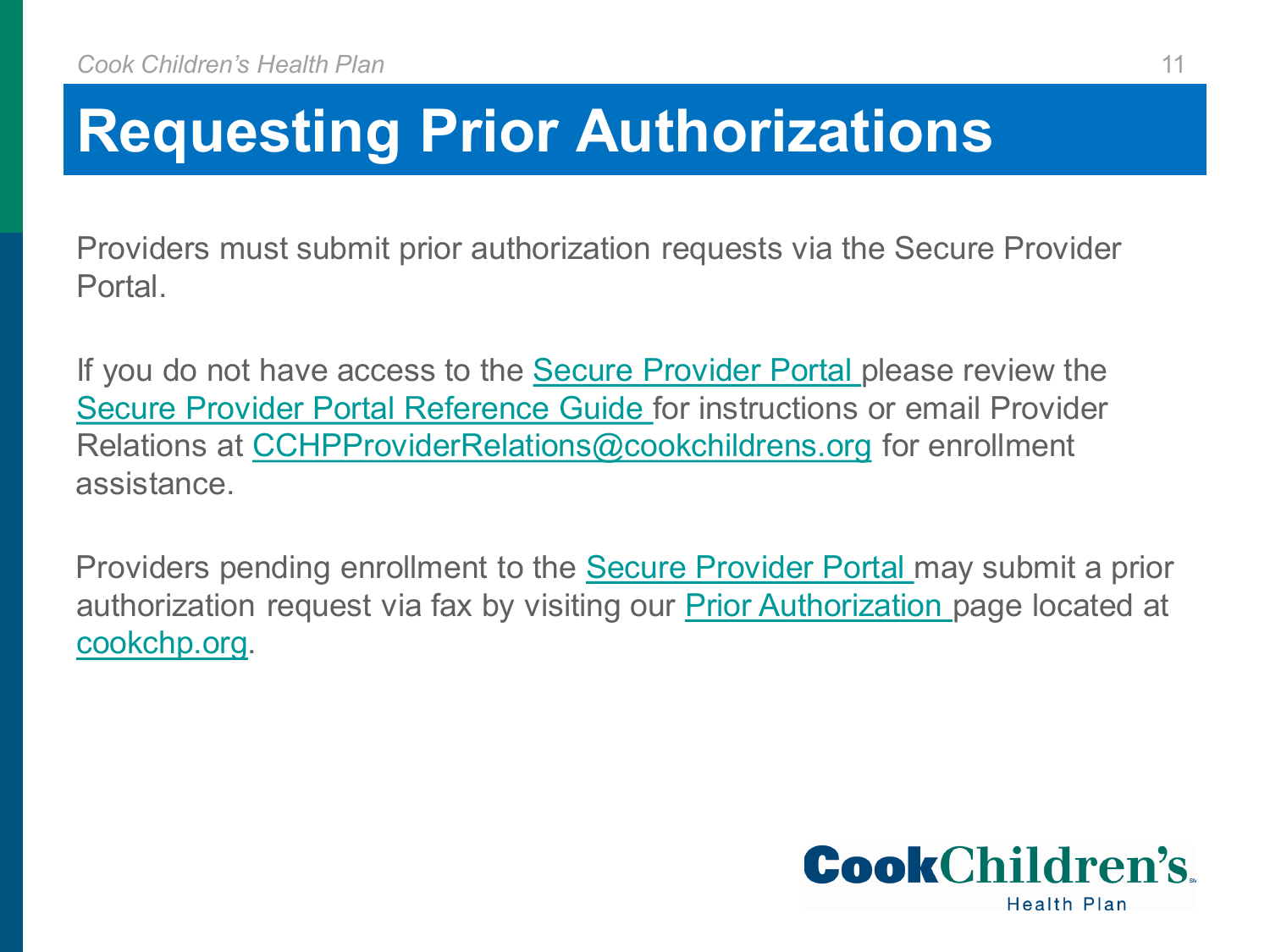# Requesting Prior Authorizations

Providers must submit prior authorization requests via the Secure Provider Portal.

If you do not have access to the Secure Provider Portal please review the Secure Provider Portal Reference Guide for instructions or email Provider Relations at CCHPProviderRelations@cookchildrens.org for enrollment assistance.

Providers pending enrollment to the Secure Provider Portal may submit a prior authorization request via fax by visiting our Prior Authorization page located at cookchp.org.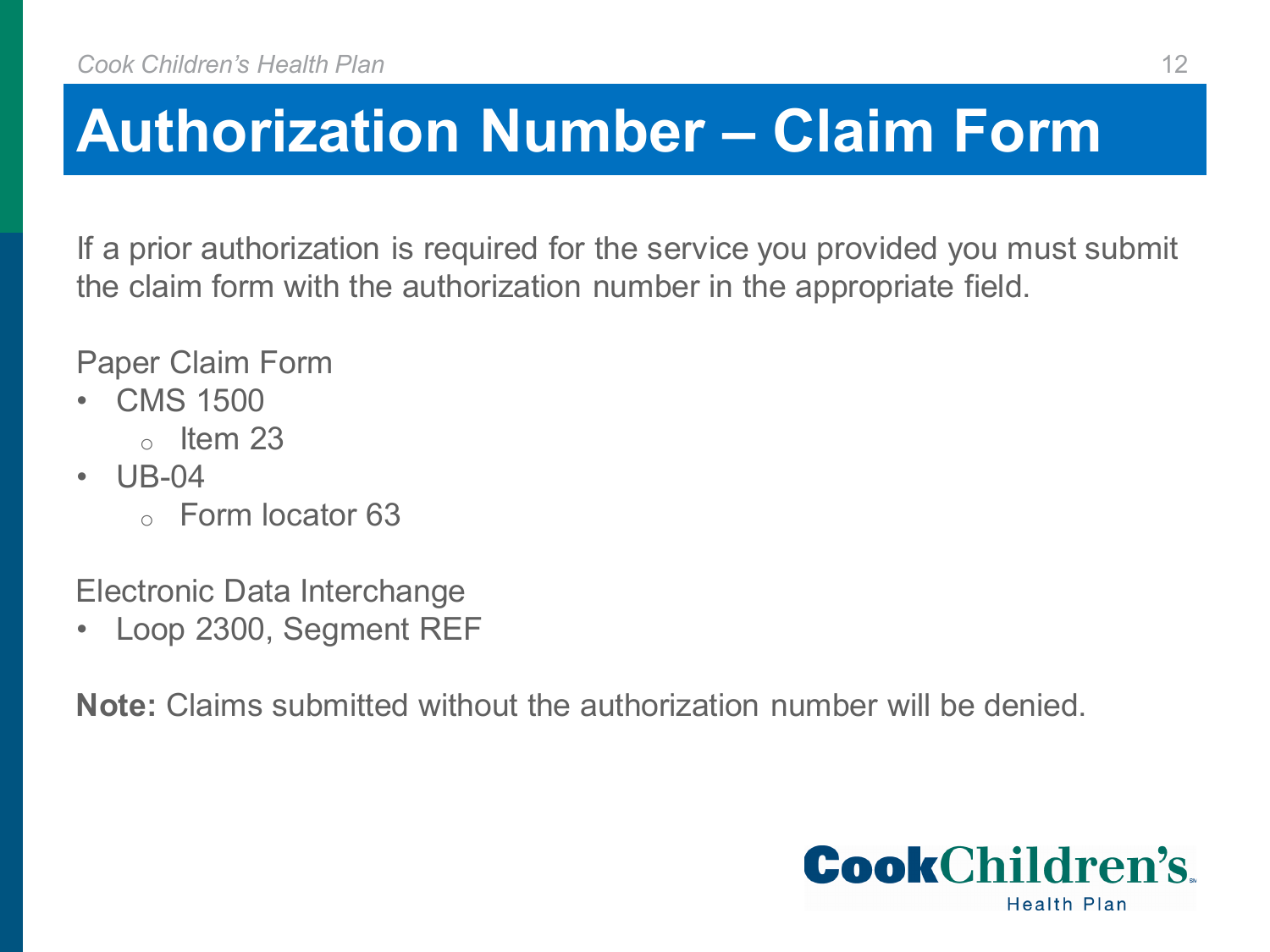# Authorization Number – Claim Form

If a prior authorization is required for the service you provided you must submit the claim form with the authorization number in the appropriate field.

Paper Claim Form

- CMS 1500
  - Item 23
- UB-04
  - Form locator 63

Electronic Data Interchange

- Loop 2300, Segment REF

**Note:** Claims submitted without the authorization number will be denied.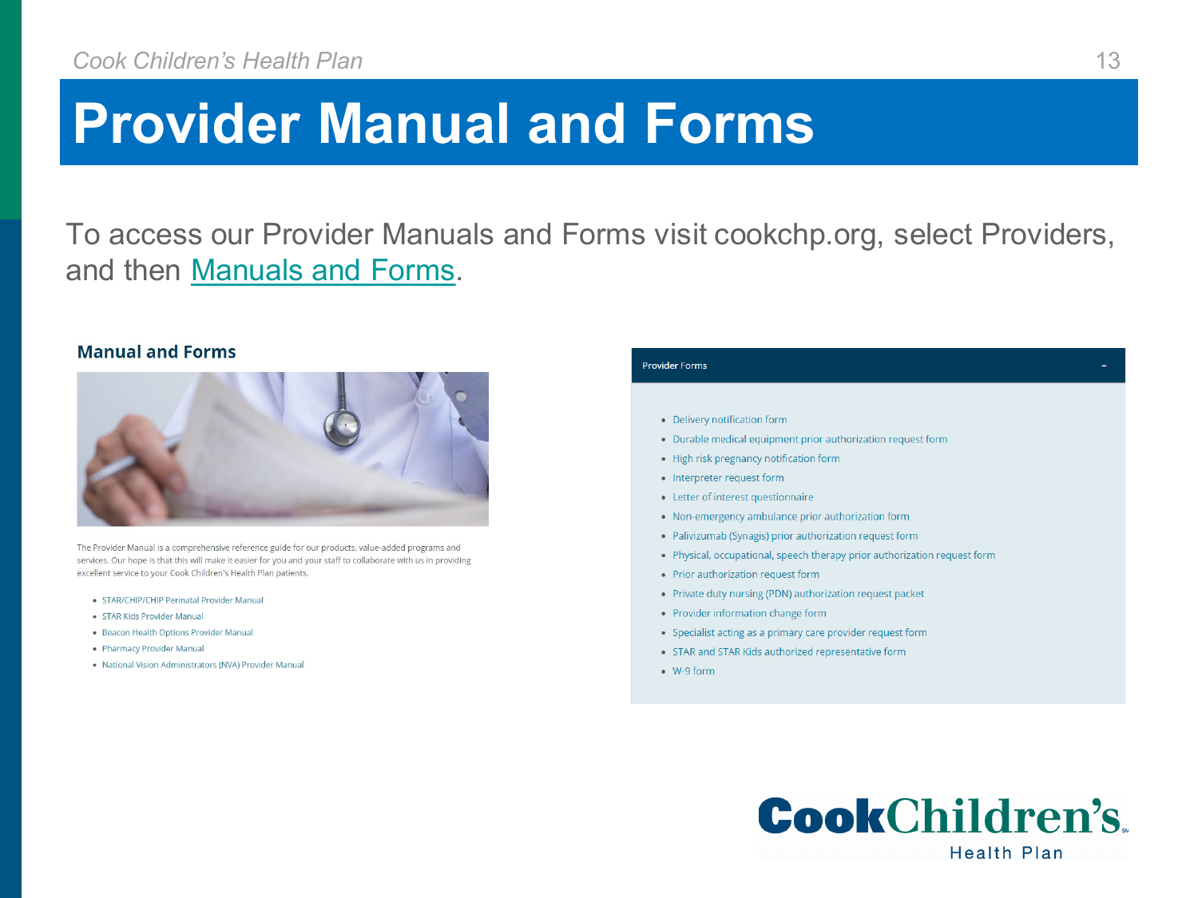# Provider Manual and Forms

To access our Provider Manuals and Forms visit cookchp.org, select Providers, and then Manuals and Forms.

## Manual and Forms

The Provider Manual is a comprehensive reference guide for our products, value-added programs and services. Our hope is that this will make it easier for you and your staff to collaborate with us in providing excellent service to your Cook Children's Health Plan patients.

- STAR/CHIP/CHIP Perinatal Provider Manual
- STAR Kids Provider Manual
- Beacon Health Options Provider Manual
- Pharmacy Provider Manual
- National Vision Administrators (NVA) Provider Manual

### Provider Forms

- Delivery notification form
- Durable medical equipment prior authorization request form
- High risk pregnancy notification form
- Interpreter request form
- Letter of interest questionnaire
- Non-emergency ambulance prior authorization form
- Palivizumab (Synagis) prior authorization request form
- Physical, occupational, speech therapy prior authorization request form
- Prior authorization request form
- Private duty nursing (PDN) authorization request packet
- Provider information change form
- Specialist acting as a primary care provider request form
- STAR and STAR Kids authorized representative form
- W-9 form

CookChildren's Health Plan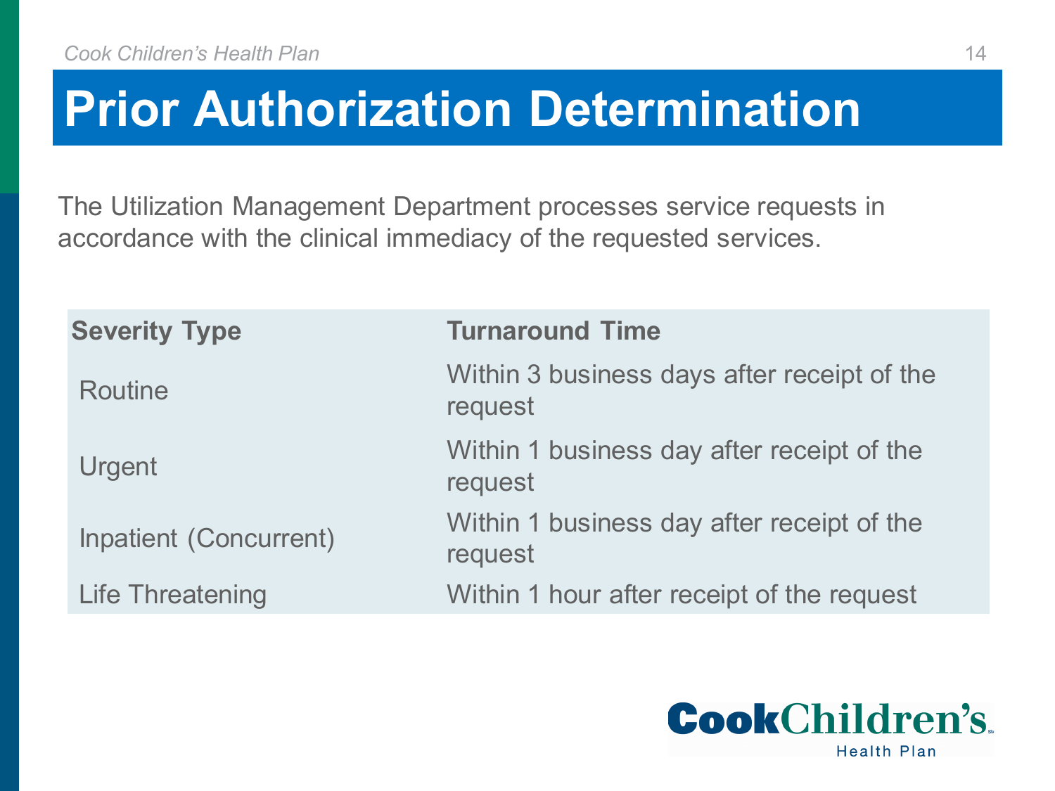# Prior Authorization Determination

The Utilization Management Department processes service requests in accordance with the clinical immediacy of the requested services.

| Severity Type | Turnaround Time |
|---|---|
| Routine | Within 3 business days after receipt of the request |
| Urgent | Within 1 business day after receipt of the request |
| Inpatient (Concurrent) | Within 1 business day after receipt of the request |
| Life Threatening | Within 1 hour after receipt of the request |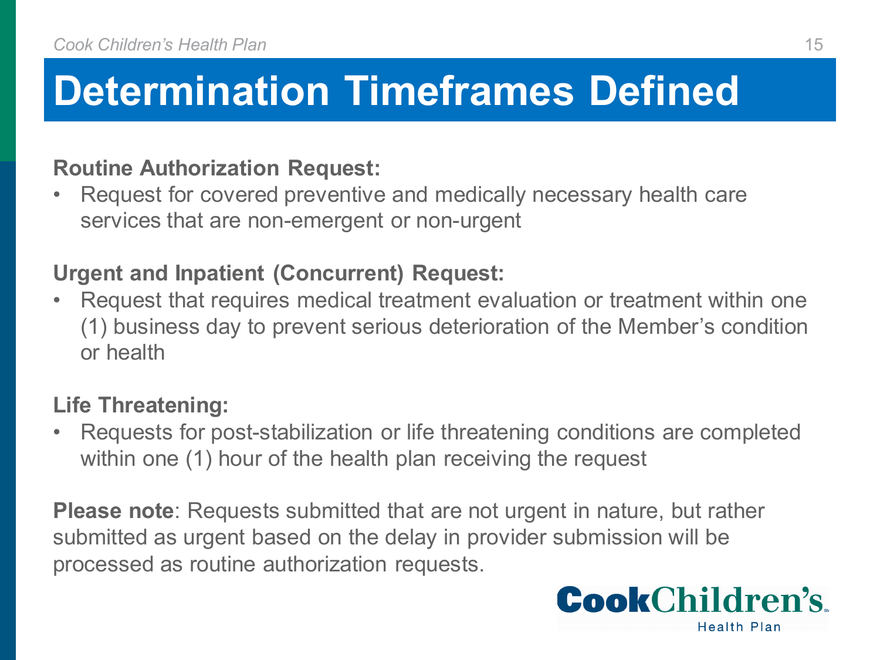# Determination Timeframes Defined

**Routine Authorization Request:**

- Request for covered preventive and medically necessary health care services that are non-emergent or non-urgent

**Urgent and Inpatient (Concurrent) Request:**

- Request that requires medical treatment evaluation or treatment within one (1) business day to prevent serious deterioration of the Member's condition or health

**Life Threatening:**

- Requests for post-stabilization or life threatening conditions are completed within one (1) hour of the health plan receiving the request

**Please note**: Requests submitted that are not urgent in nature, but rather submitted as urgent based on the delay in provider submission will be processed as routine authorization requests.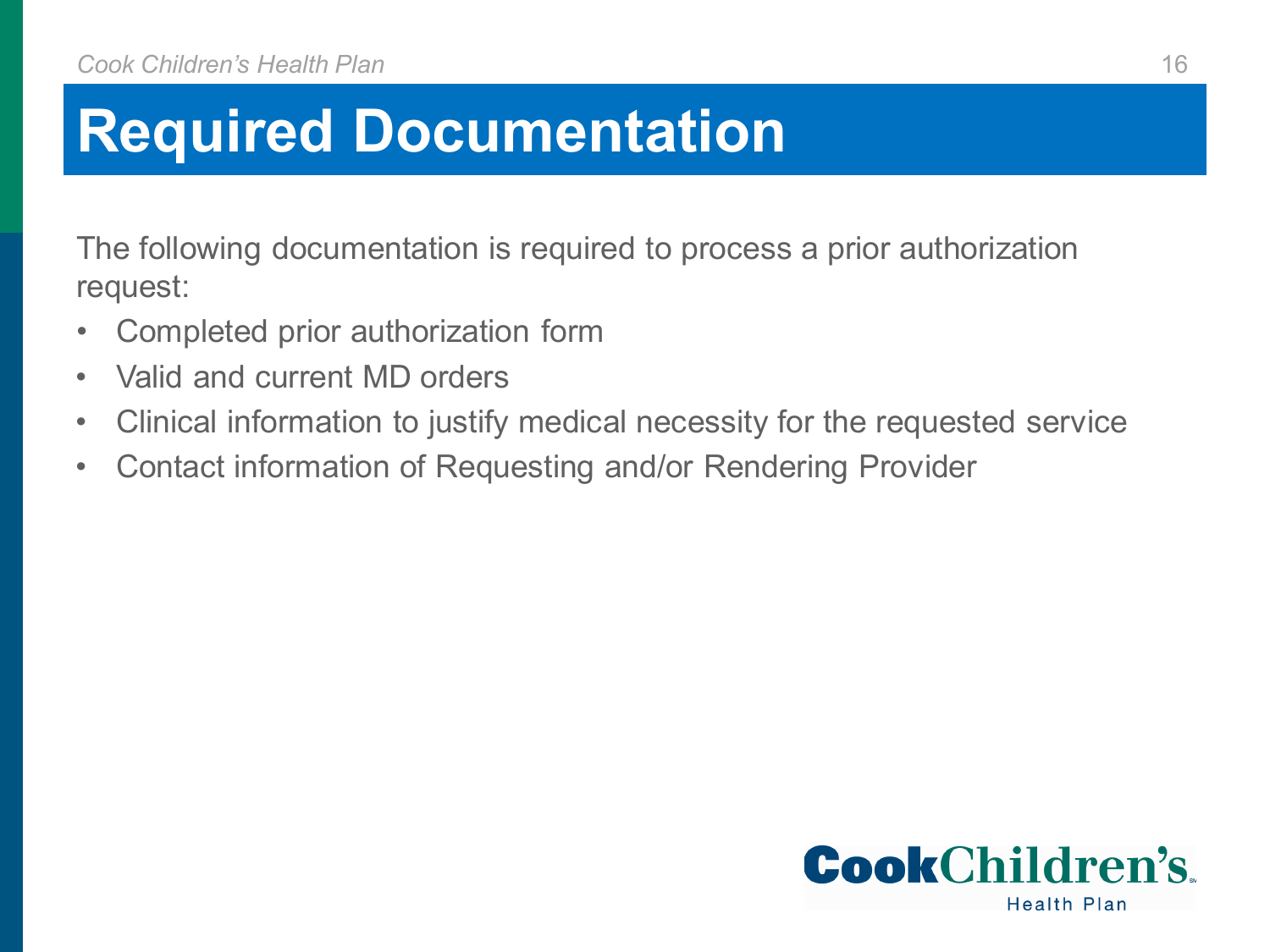# Required Documentation

The following documentation is required to process a prior authorization request:

- Completed prior authorization form
- Valid and current MD orders
- Clinical information to justify medical necessity for the requested service
- Contact information of Requesting and/or Rendering Provider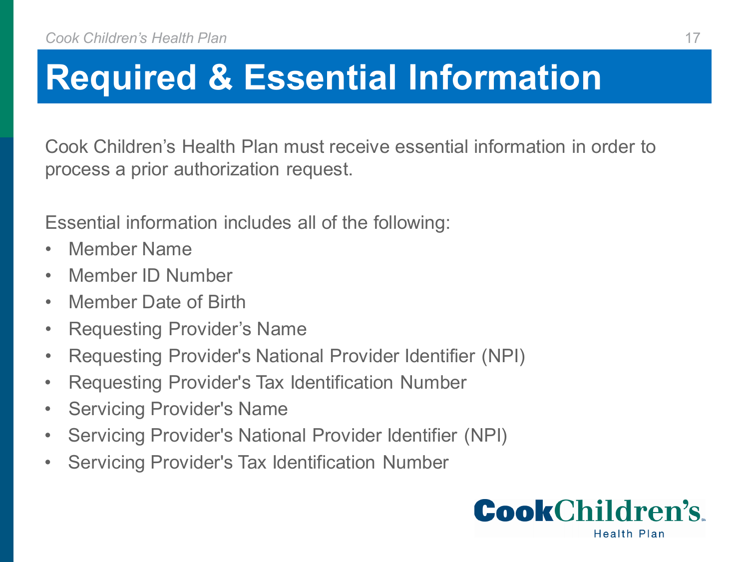# Required & Essential Information

Cook Children's Health Plan must receive essential information in order to process a prior authorization request.

Essential information includes all of the following:

- Member Name
- Member ID Number
- Member Date of Birth
- Requesting Provider's Name
- Requesting Provider's National Provider Identifier (NPI)
- Requesting Provider's Tax Identification Number
- Servicing Provider's Name
- Servicing Provider's National Provider Identifier (NPI)
- Servicing Provider's Tax Identification Number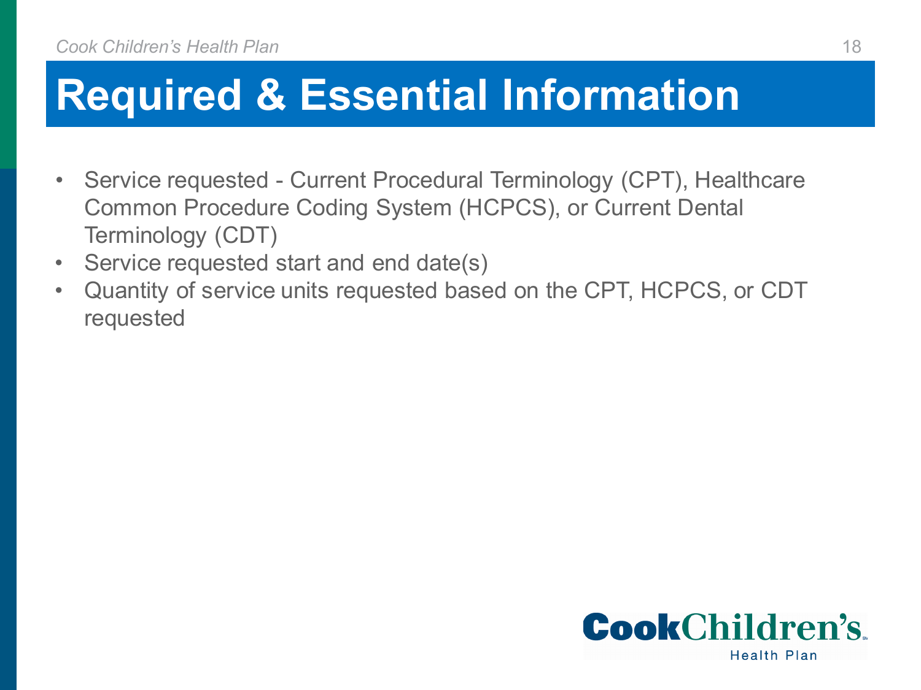# Required & Essential Information

- Service requested - Current Procedural Terminology (CPT), Healthcare Common Procedure Coding System (HCPCS), or Current Dental Terminology (CDT)
- Service requested start and end date(s)
- Quantity of service units requested based on the CPT, HCPCS, or CDT requested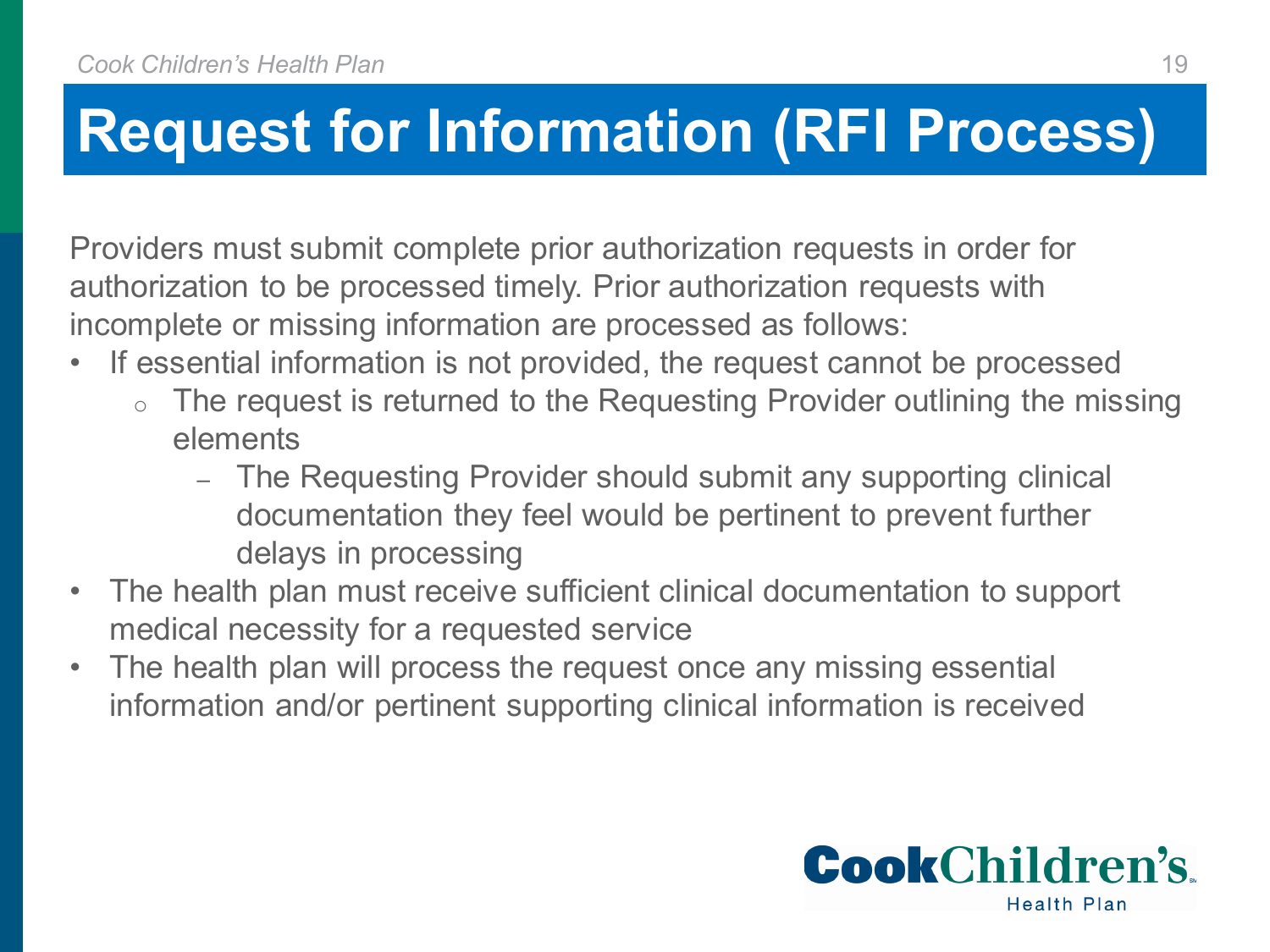# Request for Information (RFI Process)

Providers must submit complete prior authorization requests in order for authorization to be processed timely. Prior authorization requests with incomplete or missing information are processed as follows:

- If essential information is not provided, the request cannot be processed
  - The request is returned to the Requesting Provider outlining the missing elements
    - The Requesting Provider should submit any supporting clinical documentation they feel would be pertinent to prevent further delays in processing
- The health plan must receive sufficient clinical documentation to support medical necessity for a requested service
- The health plan will process the request once any missing essential information and/or pertinent supporting clinical information is received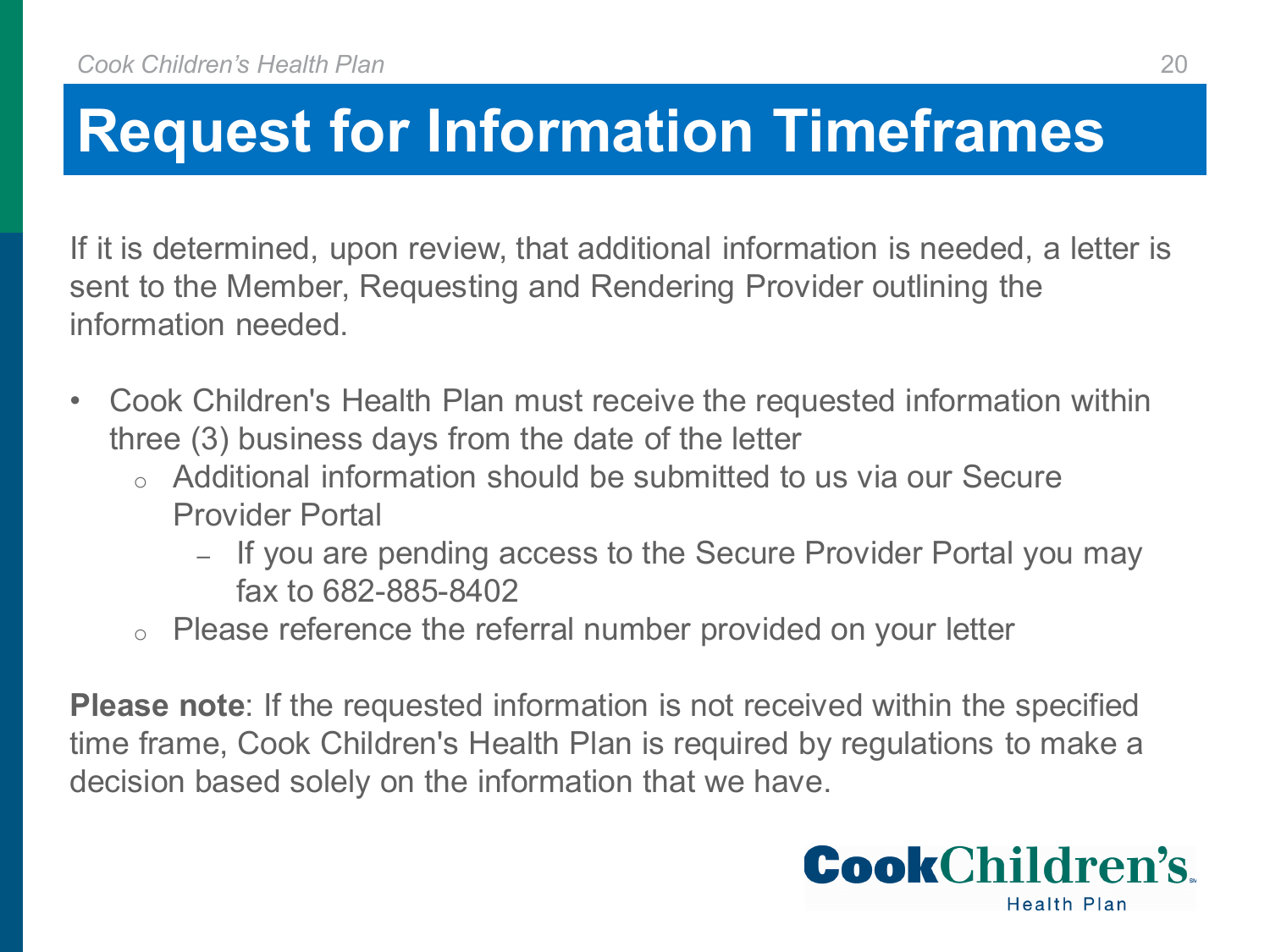# Request for Information Timeframes

If it is determined, upon review, that additional information is needed, a letter is sent to the Member, Requesting and Rendering Provider outlining the information needed.

- Cook Children's Health Plan must receive the requested information within three (3) business days from the date of the letter
  - Additional information should be submitted to us via our Secure Provider Portal
    - If you are pending access to the Secure Provider Portal you may fax to 682-885-8402
  - Please reference the referral number provided on your letter

**Please note**: If the requested information is not received within the specified time frame, Cook Children's Health Plan is required by regulations to make a decision based solely on the information that we have.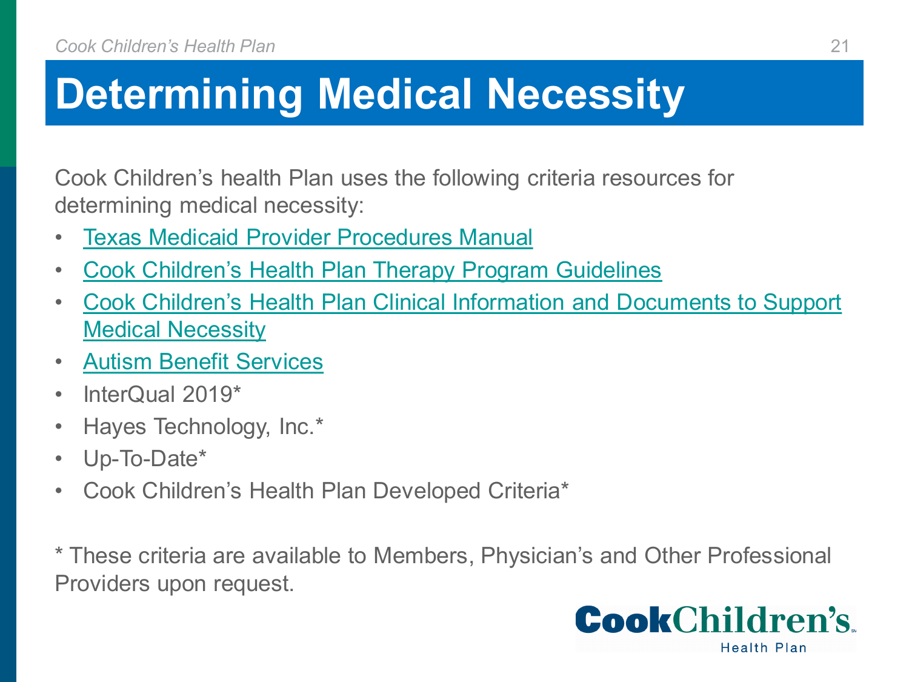# Determining Medical Necessity

Cook Children's health Plan uses the following criteria resources for determining medical necessity:

- Texas Medicaid Provider Procedures Manual
- Cook Children's Health Plan Therapy Program Guidelines
- Cook Children's Health Plan Clinical Information and Documents to Support Medical Necessity
- Autism Benefit Services
- InterQual 2019*
- Hayes Technology, Inc.*
- Up-To-Date*
- Cook Children's Health Plan Developed Criteria*

* These criteria are available to Members, Physician's and Other Professional Providers upon request.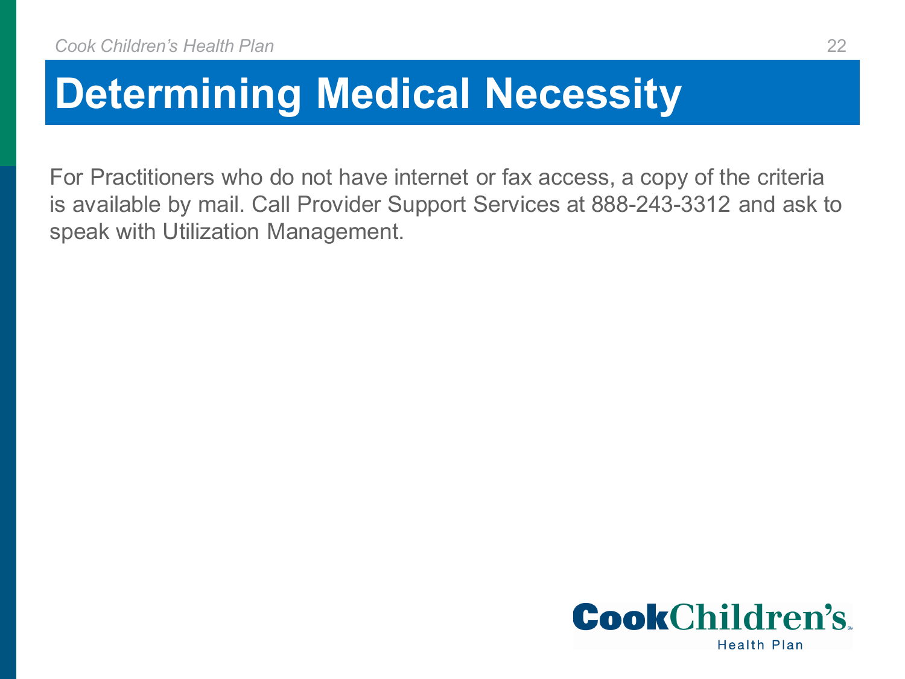# Determining Medical Necessity

For Practitioners who do not have internet or fax access, a copy of the criteria is available by mail. Call Provider Support Services at 888-243-3312 and ask to speak with Utilization Management.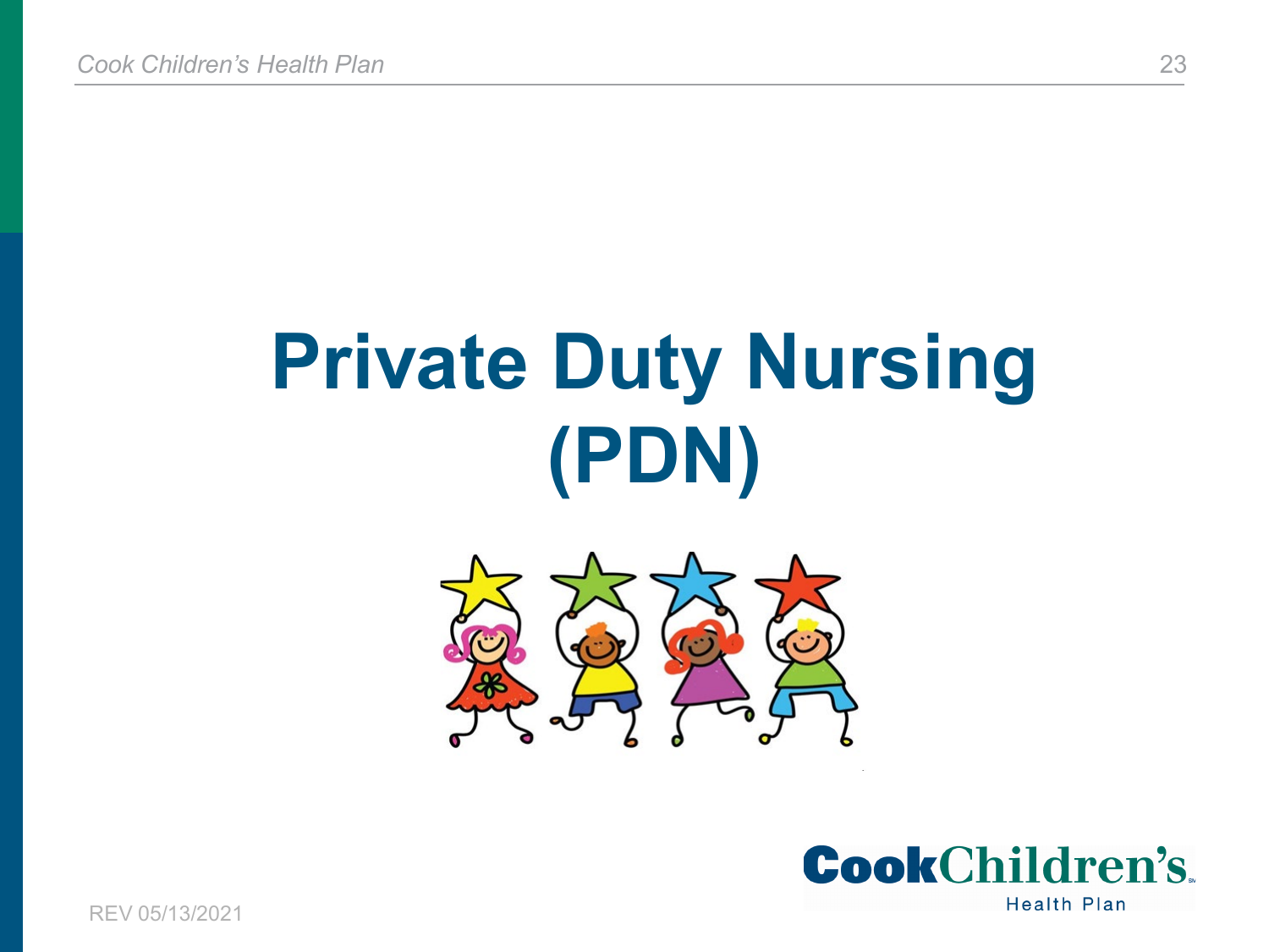# Private Duty Nursing (PDN)

REV 05/13/2021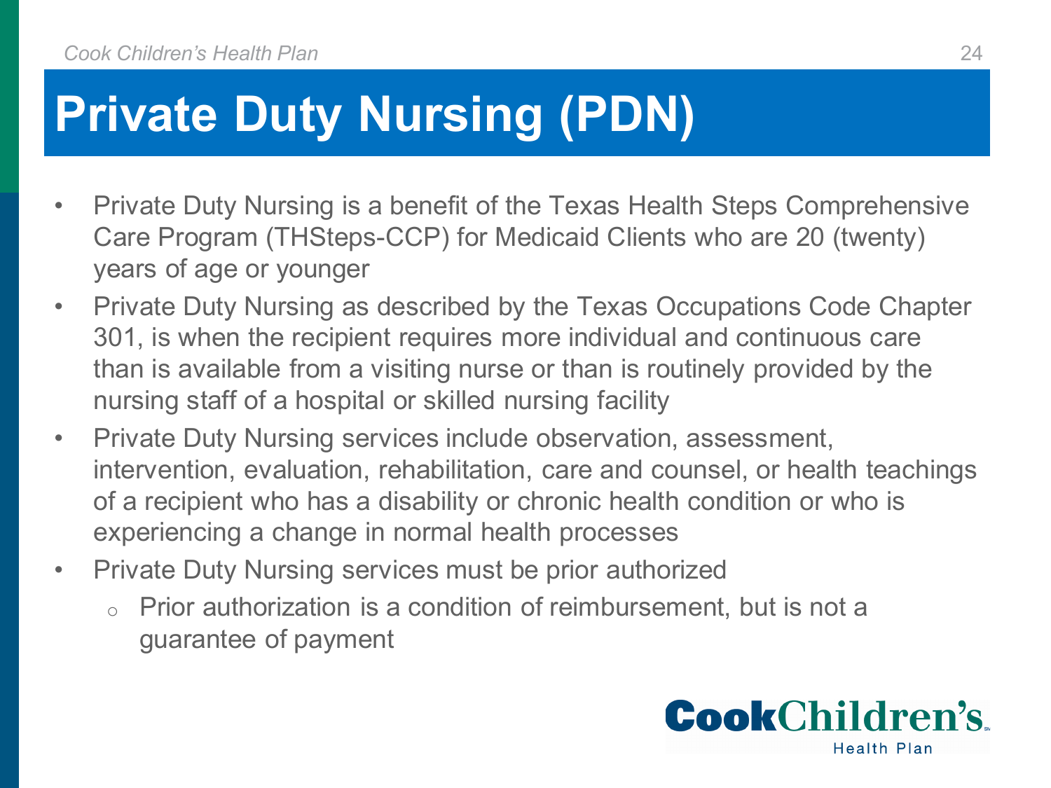# Private Duty Nursing (PDN)

- Private Duty Nursing is a benefit of the Texas Health Steps Comprehensive Care Program (THSteps-CCP) for Medicaid Clients who are 20 (twenty) years of age or younger
- Private Duty Nursing as described by the Texas Occupations Code Chapter 301, is when the recipient requires more individual and continuous care than is available from a visiting nurse or than is routinely provided by the nursing staff of a hospital or skilled nursing facility
- Private Duty Nursing services include observation, assessment, intervention, evaluation, rehabilitation, care and counsel, or health teachings of a recipient who has a disability or chronic health condition or who is experiencing a change in normal health processes
- Private Duty Nursing services must be prior authorized
  - Prior authorization is a condition of reimbursement, but is not a guarantee of payment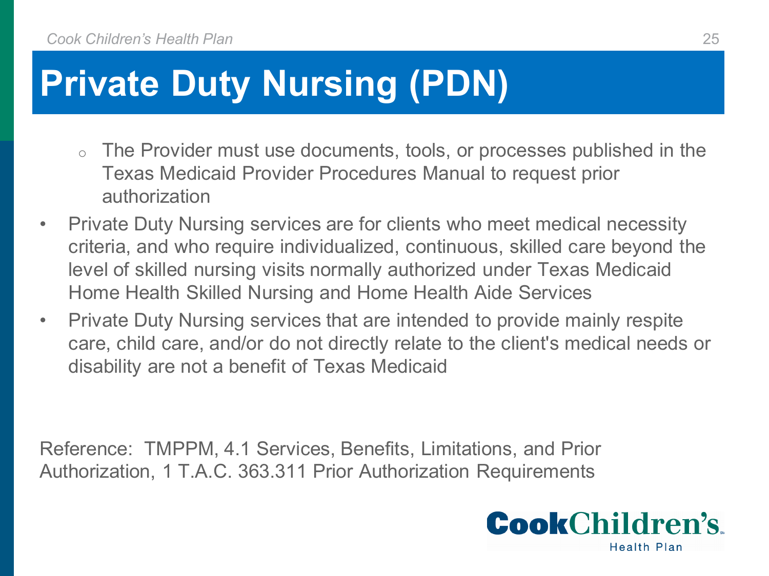# Private Duty Nursing (PDN)

  - The Provider must use documents, tools, or processes published in the Texas Medicaid Provider Procedures Manual to request prior authorization
- Private Duty Nursing services are for clients who meet medical necessity criteria, and who require individualized, continuous, skilled care beyond the level of skilled nursing visits normally authorized under Texas Medicaid Home Health Skilled Nursing and Home Health Aide Services
- Private Duty Nursing services that are intended to provide mainly respite care, child care, and/or do not directly relate to the client's medical needs or disability are not a benefit of Texas Medicaid

Reference: TMPPM, 4.1 Services, Benefits, Limitations, and Prior Authorization, 1 T.A.C. 363.311 Prior Authorization Requirements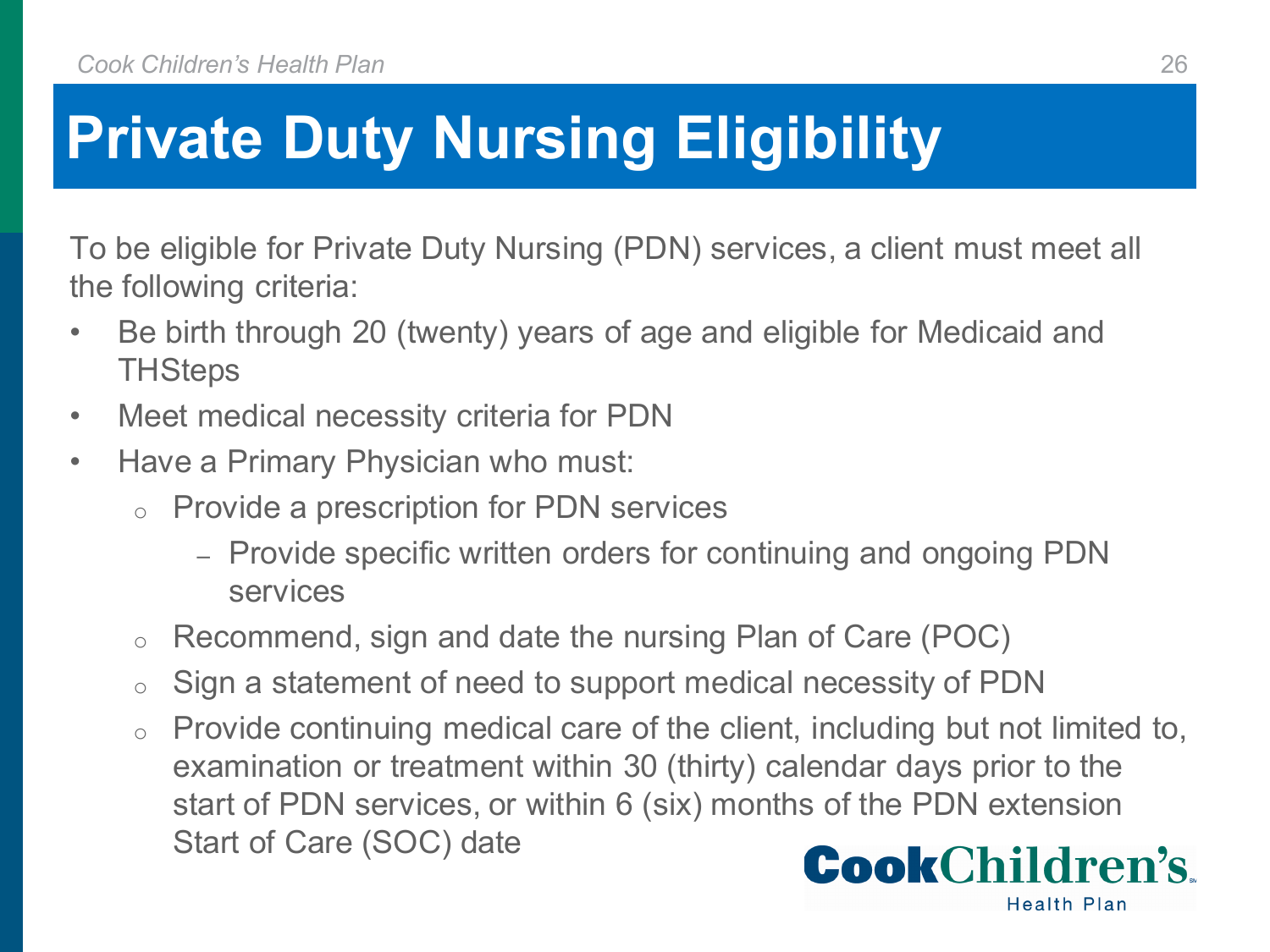# Private Duty Nursing Eligibility

To be eligible for Private Duty Nursing (PDN) services, a client must meet all the following criteria:

- Be birth through 20 (twenty) years of age and eligible for Medicaid and THSteps
- Meet medical necessity criteria for PDN
- Have a Primary Physician who must:
  - Provide a prescription for PDN services
    - Provide specific written orders for continuing and ongoing PDN services
  - Recommend, sign and date the nursing Plan of Care (POC)
  - Sign a statement of need to support medical necessity of PDN
  - Provide continuing medical care of the client, including but not limited to, examination or treatment within 30 (thirty) calendar days prior to the start of PDN services, or within 6 (six) months of the PDN extension Start of Care (SOC) date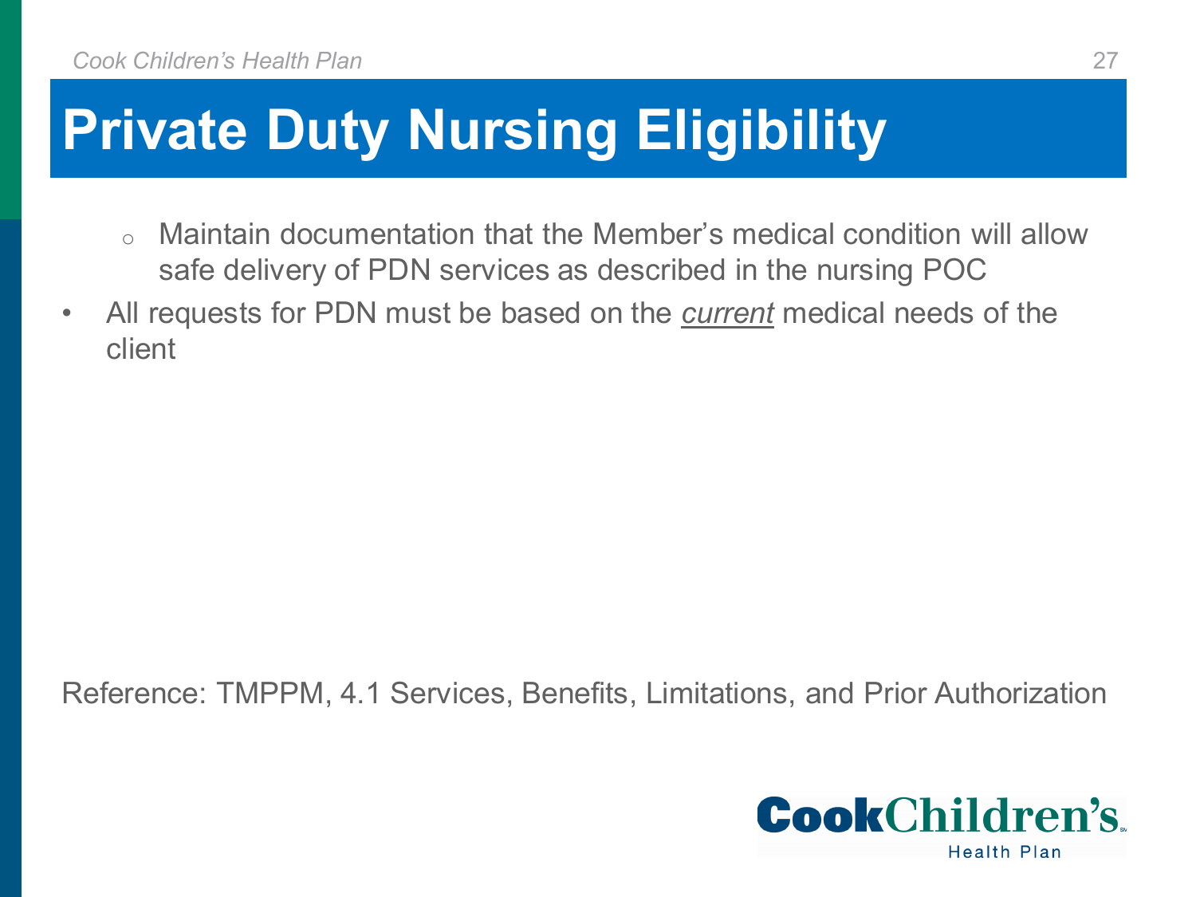# Private Duty Nursing Eligibility

  - Maintain documentation that the Member's medical condition will allow safe delivery of PDN services as described in the nursing POC
- All requests for PDN must be based on the *current* medical needs of the client

Reference: TMPPM, 4.1 Services, Benefits, Limitations, and Prior Authorization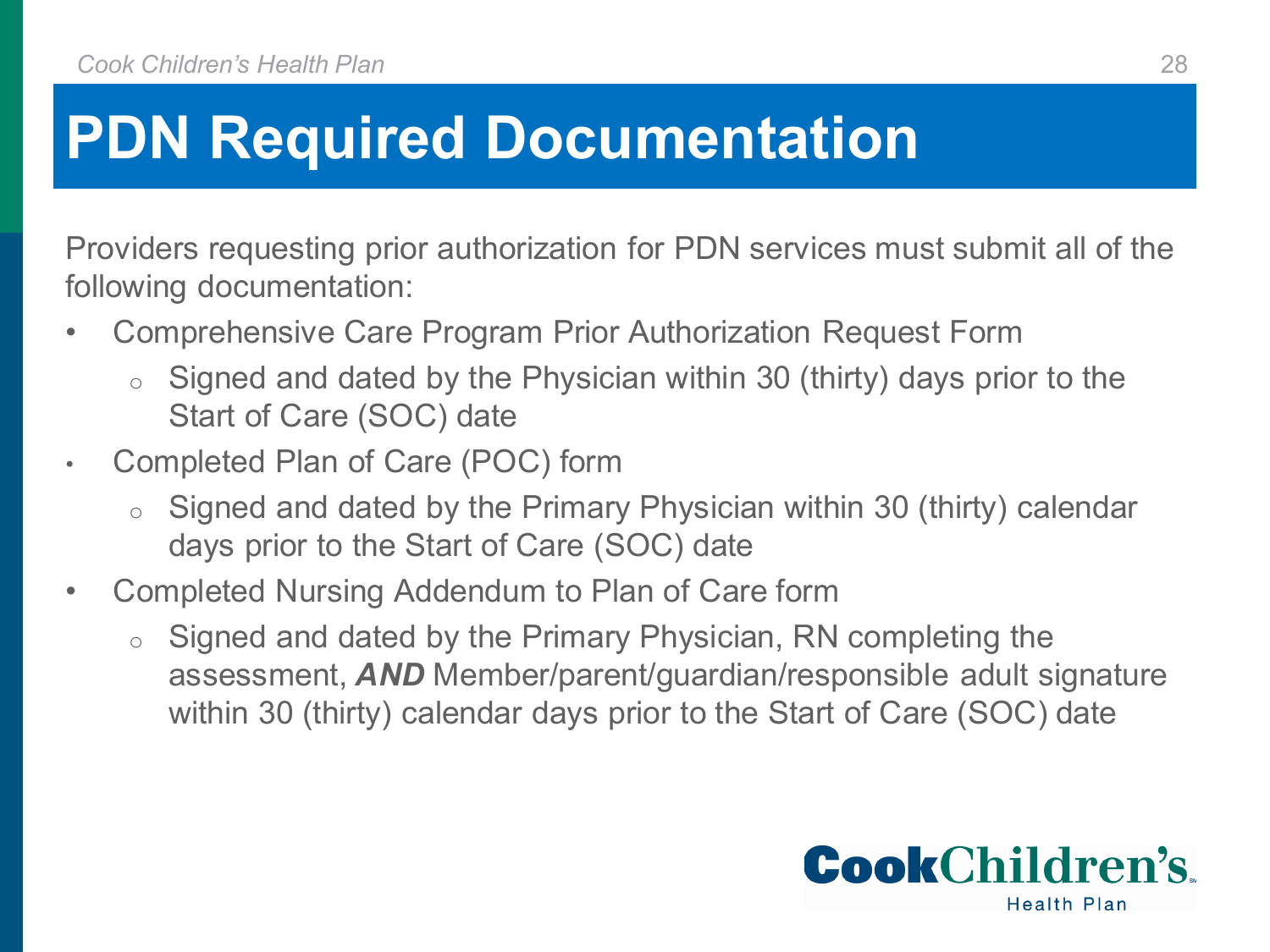# PDN Required Documentation

Providers requesting prior authorization for PDN services must submit all of the following documentation:

- Comprehensive Care Program Prior Authorization Request Form
  - Signed and dated by the Physician within 30 (thirty) days prior to the Start of Care (SOC) date
- Completed Plan of Care (POC) form
  - Signed and dated by the Primary Physician within 30 (thirty) calendar days prior to the Start of Care (SOC) date
- Completed Nursing Addendum to Plan of Care form
  - Signed and dated by the Primary Physician, RN completing the assessment, ***AND*** Member/parent/guardian/responsible adult signature within 30 (thirty) calendar days prior to the Start of Care (SOC) date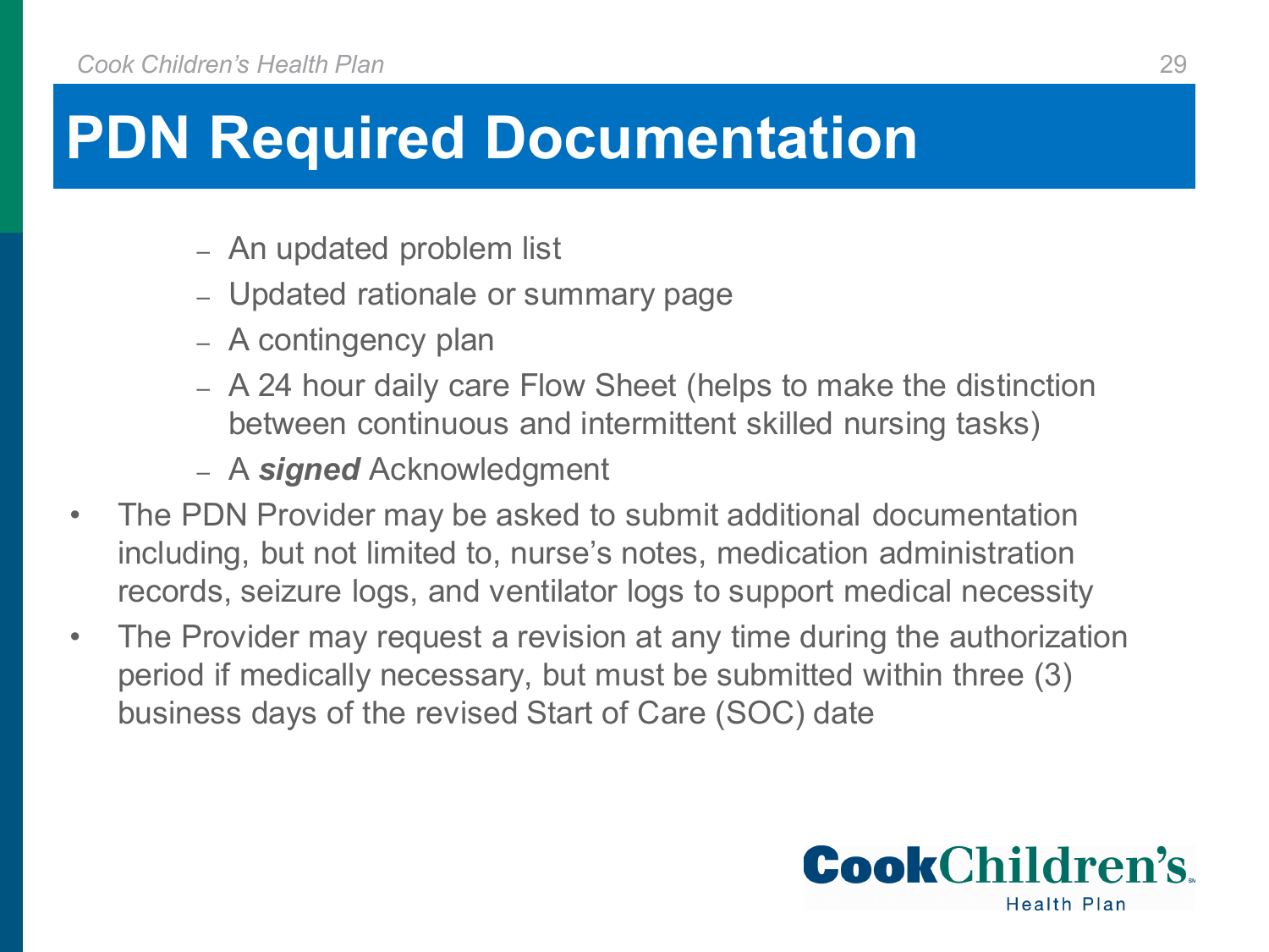# PDN Required Documentation

  - An updated problem list
  - Updated rationale or summary page
  - A contingency plan
  - A 24 hour daily care Flow Sheet (helps to make the distinction between continuous and intermittent skilled nursing tasks)
  - A ***signed*** Acknowledgment
- The PDN Provider may be asked to submit additional documentation including, but not limited to, nurse's notes, medication administration records, seizure logs, and ventilator logs to support medical necessity
- The Provider may request a revision at any time during the authorization period if medically necessary, but must be submitted within three (3) business days of the revised Start of Care (SOC) date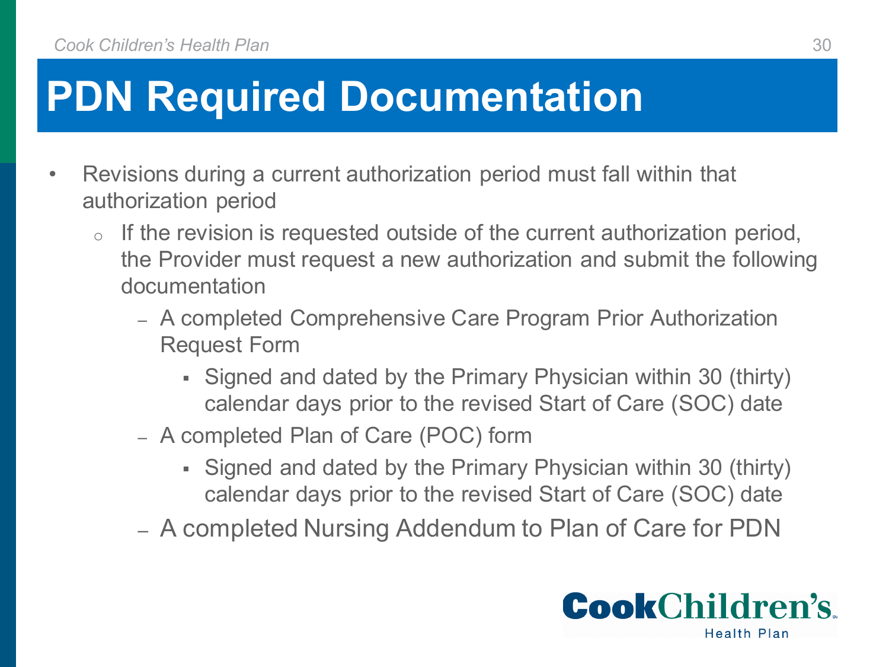# PDN Required Documentation

- Revisions during a current authorization period must fall within that authorization period
  - If the revision is requested outside of the current authorization period, the Provider must request a new authorization and submit the following documentation
    - A completed Comprehensive Care Program Prior Authorization Request Form
      - Signed and dated by the Primary Physician within 30 (thirty) calendar days prior to the revised Start of Care (SOC) date
    - A completed Plan of Care (POC) form
      - Signed and dated by the Primary Physician within 30 (thirty) calendar days prior to the revised Start of Care (SOC) date
    - A completed Nursing Addendum to Plan of Care for PDN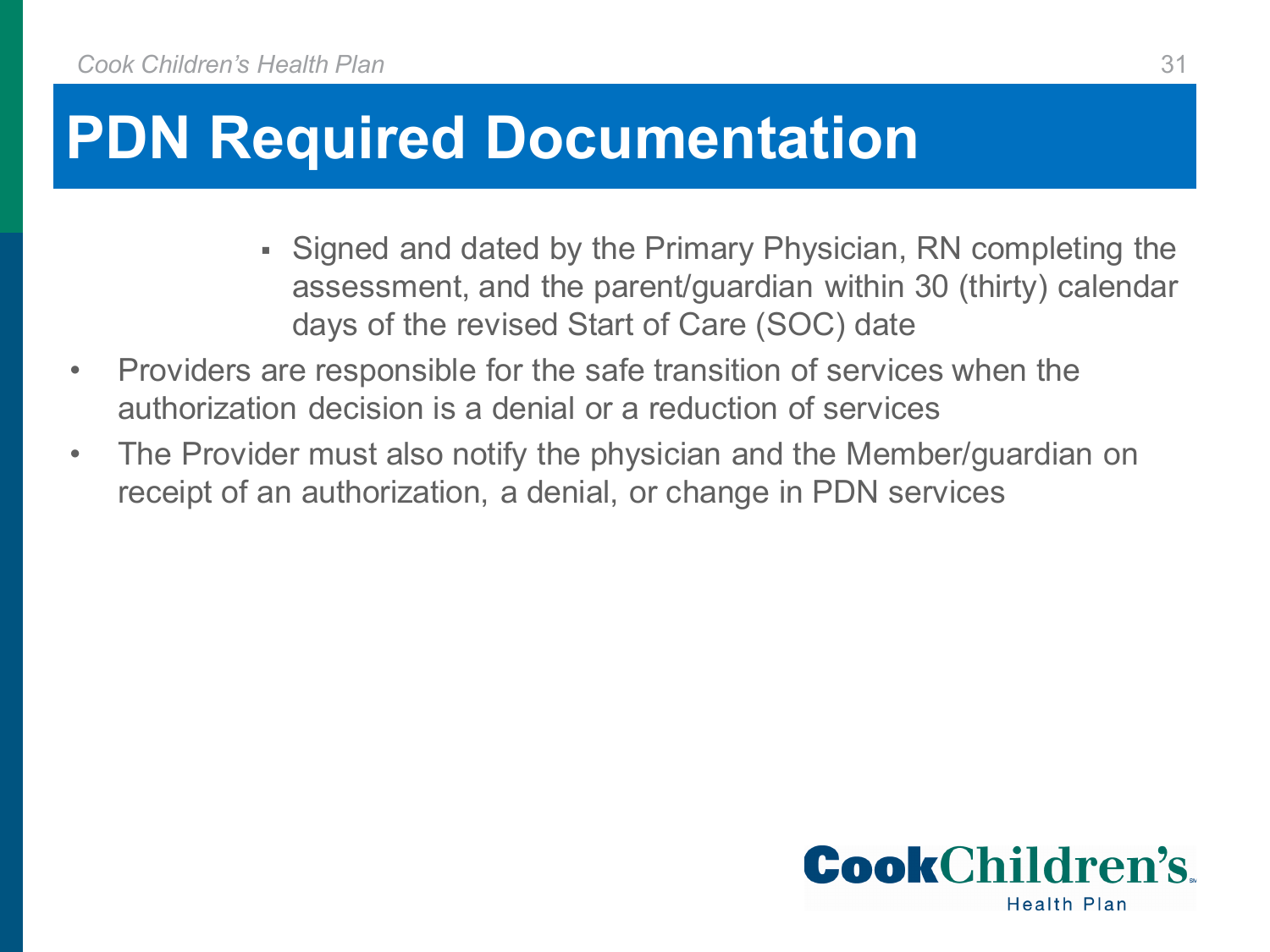# PDN Required Documentation

    - Signed and dated by the Primary Physician, RN completing the assessment, and the parent/guardian within 30 (thirty) calendar days of the revised Start of Care (SOC) date

- Providers are responsible for the safe transition of services when the authorization decision is a denial or a reduction of services
- The Provider must also notify the physician and the Member/guardian on receipt of an authorization, a denial, or change in PDN services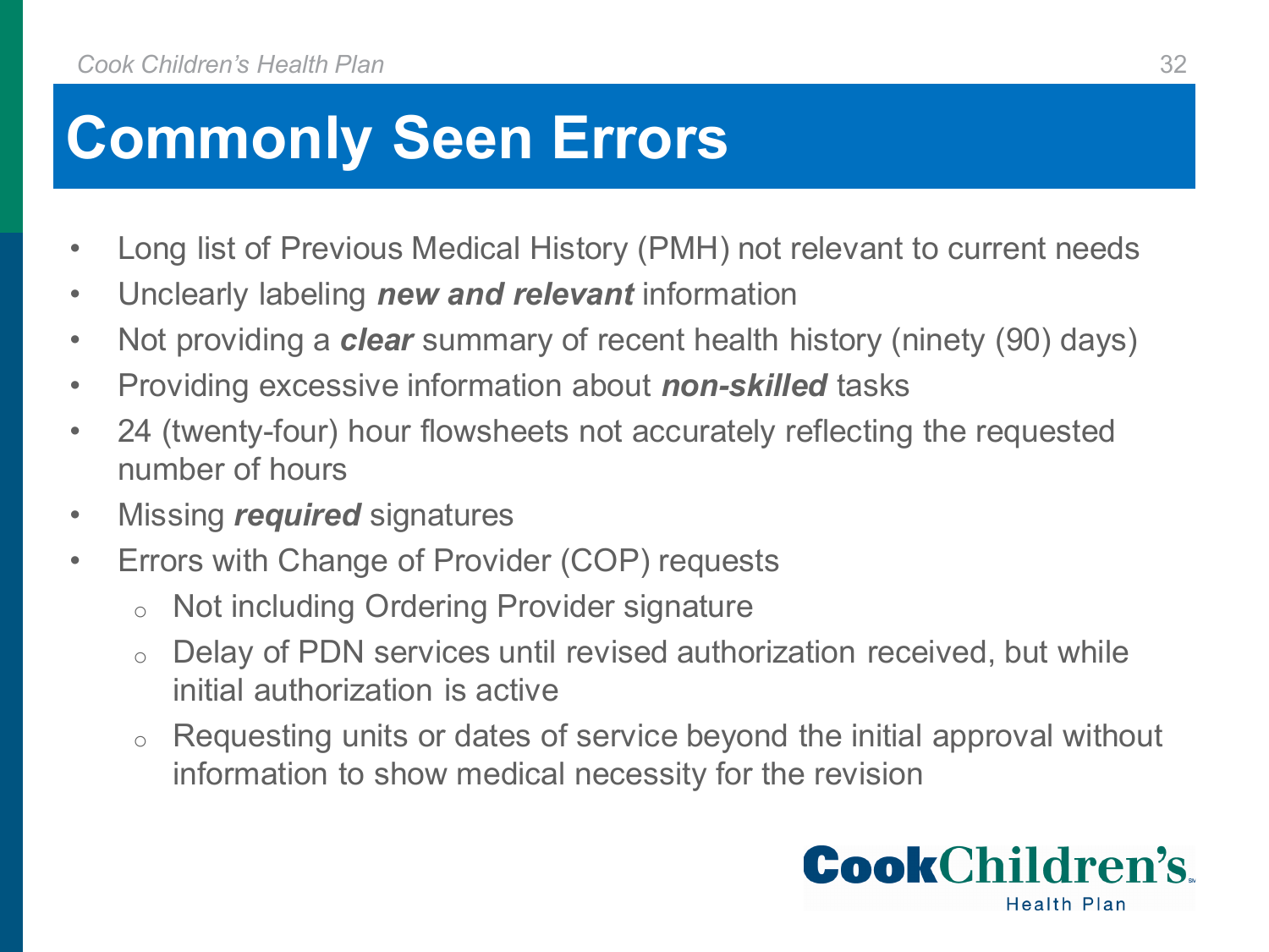# Commonly Seen Errors

- Long list of Previous Medical History (PMH) not relevant to current needs
- Unclearly labeling ***new and relevant*** information
- Not providing a ***clear*** summary of recent health history (ninety (90) days)
- Providing excessive information about ***non-skilled*** tasks
- 24 (twenty-four) hour flowsheets not accurately reflecting the requested number of hours
- Missing ***required*** signatures
- Errors with Change of Provider (COP) requests
  - Not including Ordering Provider signature
  - Delay of PDN services until revised authorization received, but while initial authorization is active
  - Requesting units or dates of service beyond the initial approval without information to show medical necessity for the revision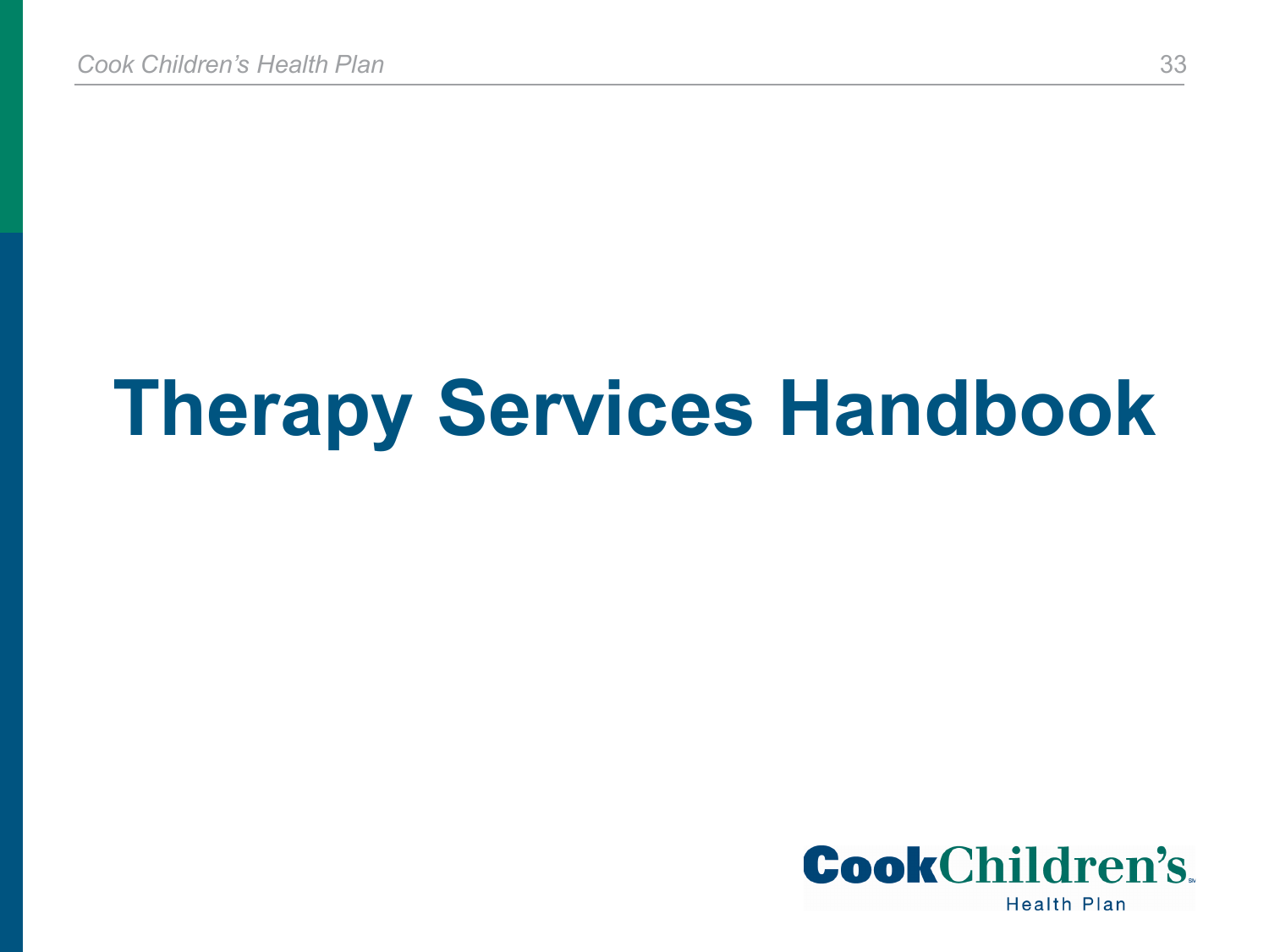# Therapy Services Handbook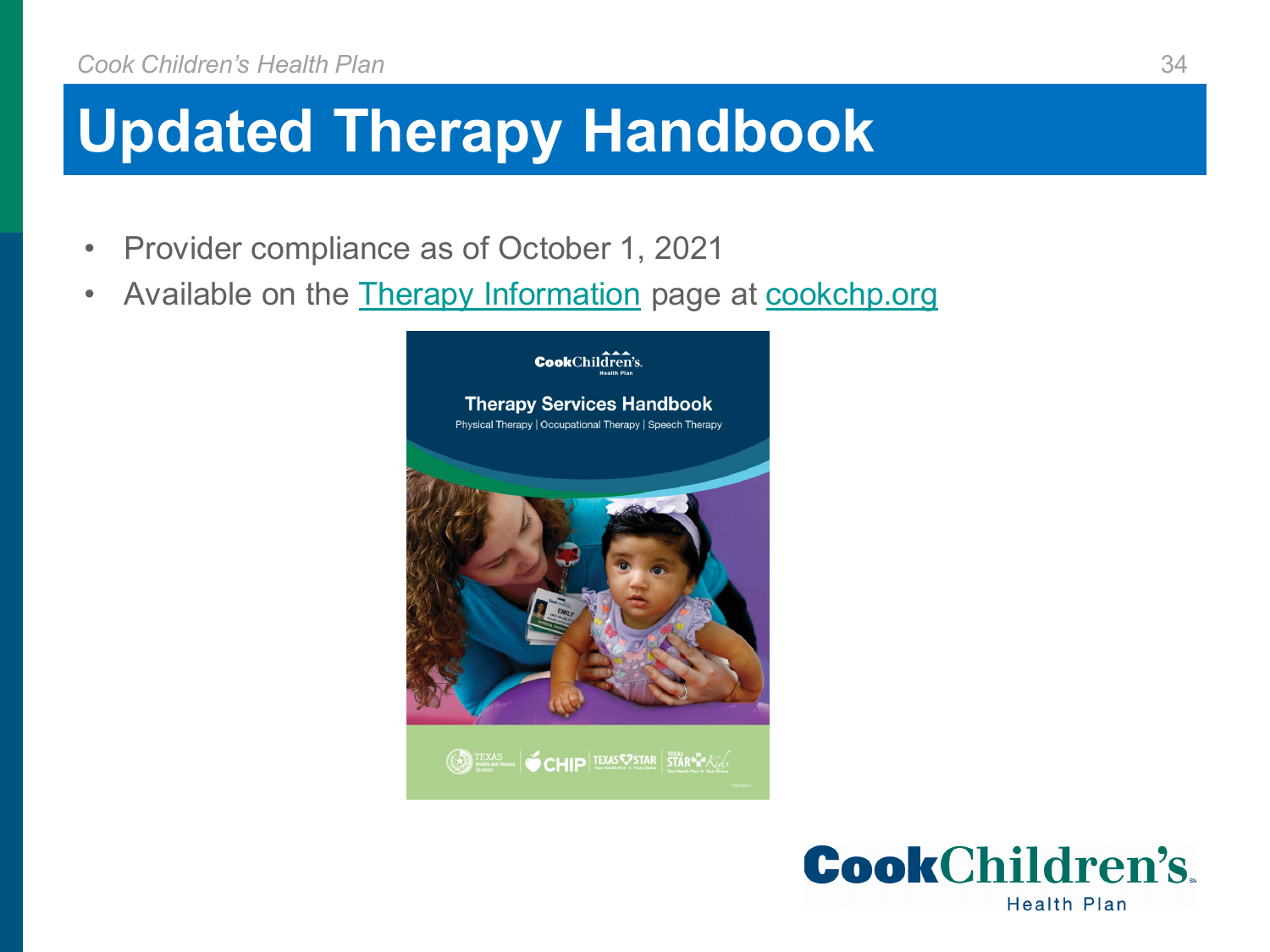# Updated Therapy Handbook

- Provider compliance as of October 1, 2021
- Available on the Therapy Information page at cookchp.org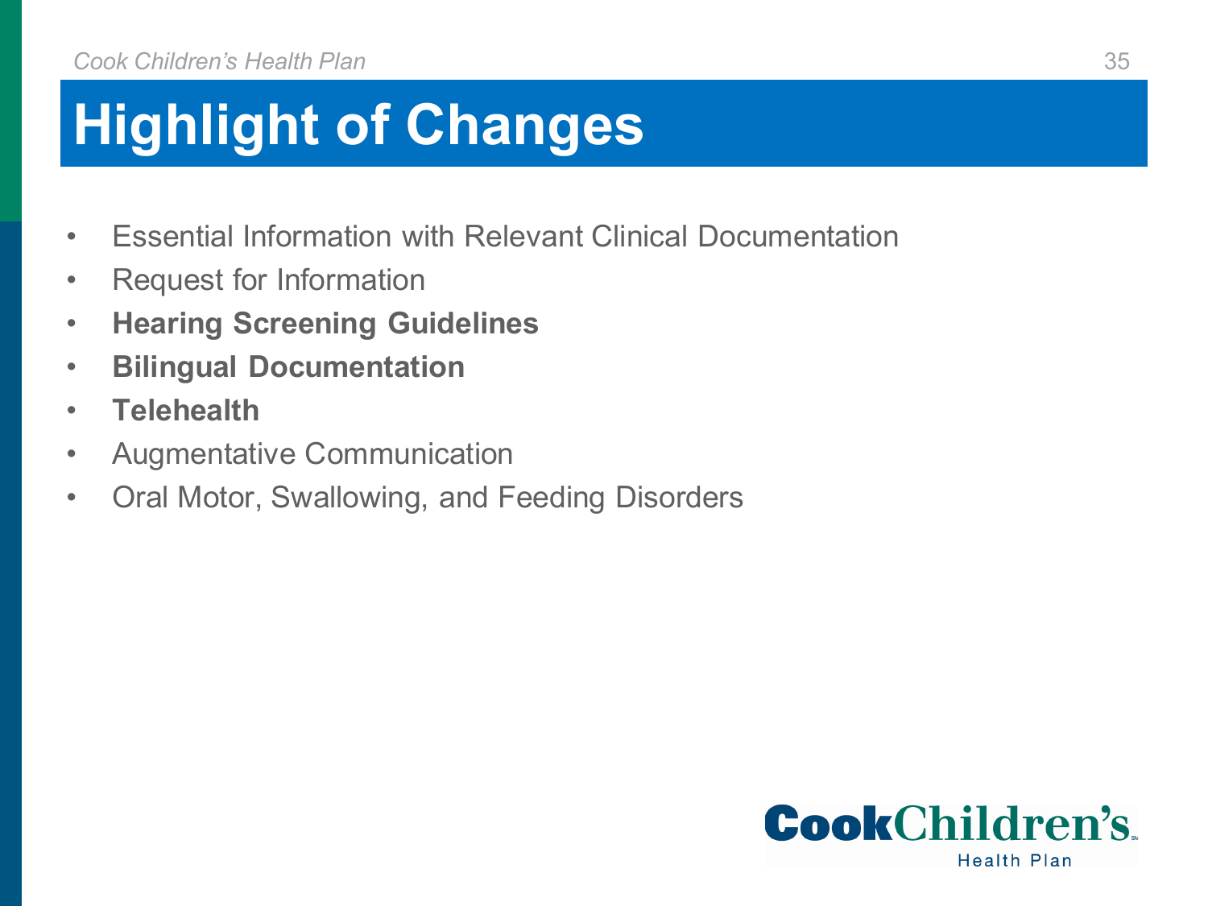# Highlight of Changes

- Essential Information with Relevant Clinical Documentation
- Request for Information
- **Hearing Screening Guidelines**
- **Bilingual Documentation**
- **Telehealth**
- Augmentative Communication
- Oral Motor, Swallowing, and Feeding Disorders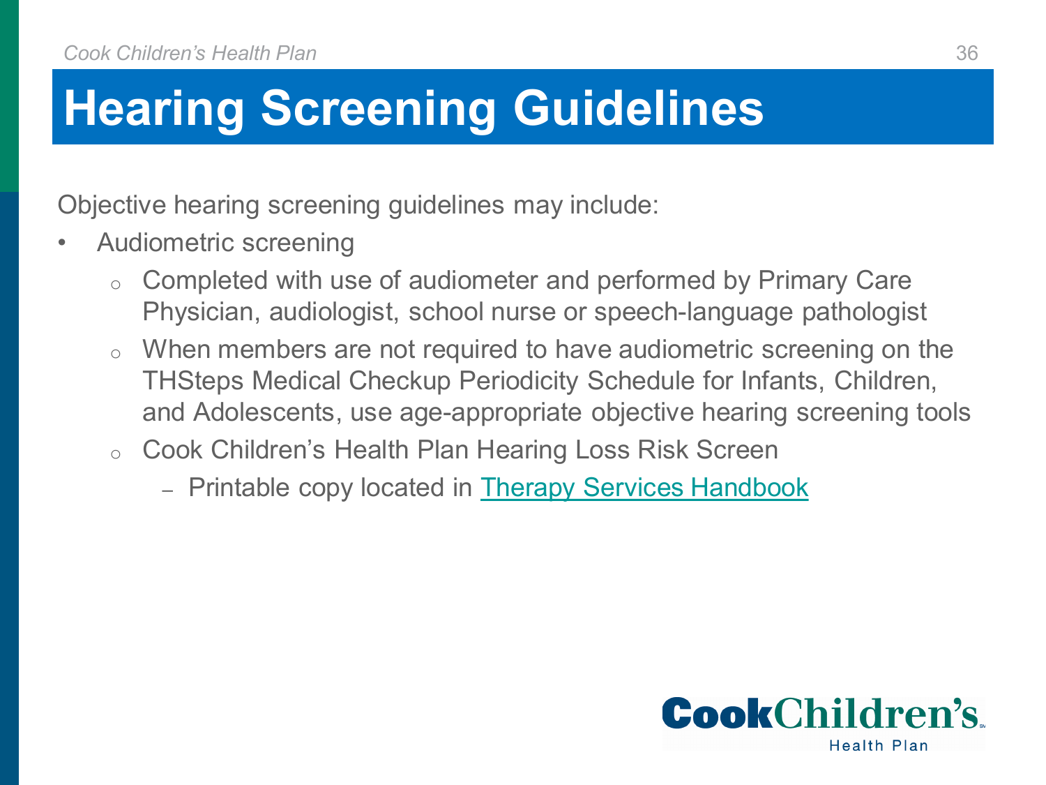# Hearing Screening Guidelines

Objective hearing screening guidelines may include:

- Audiometric screening
  - Completed with use of audiometer and performed by Primary Care Physician, audiologist, school nurse or speech-language pathologist
  - When members are not required to have audiometric screening on the THSteps Medical Checkup Periodicity Schedule for Infants, Children, and Adolescents, use age-appropriate objective hearing screening tools
  - Cook Children's Health Plan Hearing Loss Risk Screen
    - Printable copy located in Therapy Services Handbook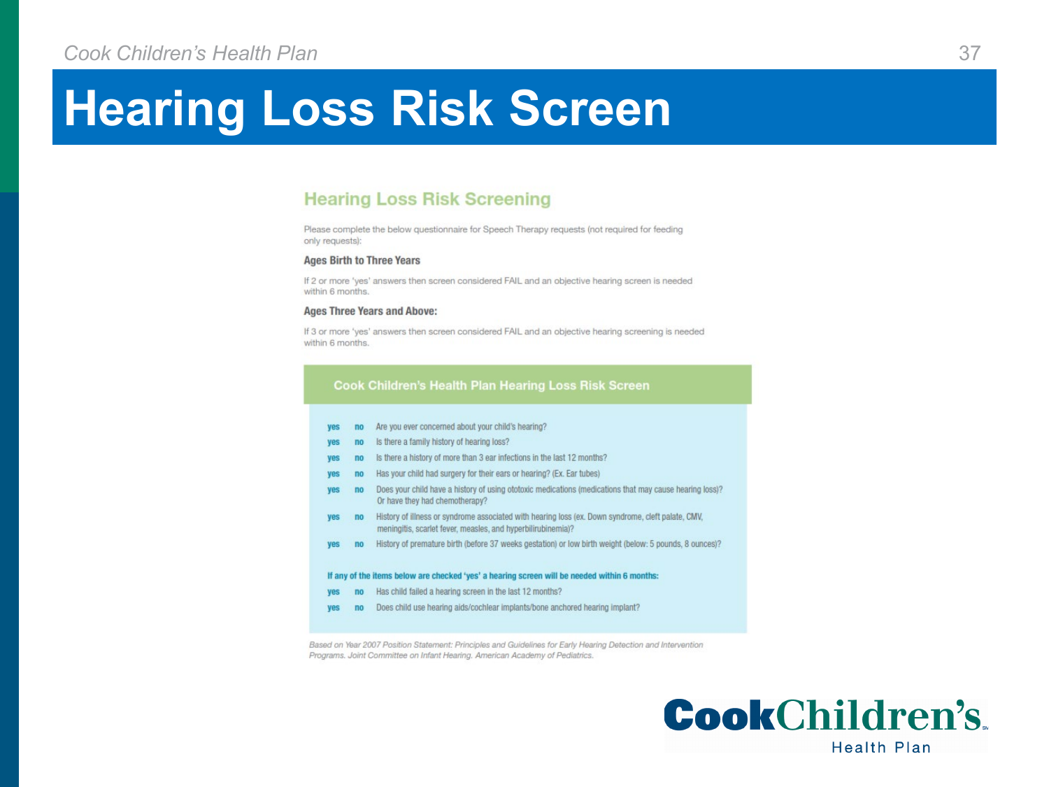# Hearing Loss Risk Screen

## Hearing Loss Risk Screening

Please complete the below questionnaire for Speech Therapy requests (not required for feeding only requests):

**Ages Birth to Three Years**

If 2 or more 'yes' answers then screen considered FAIL and an objective hearing screen is needed within 6 months.

**Ages Three Years and Above:**

If 3 or more 'yes' answers then screen considered FAIL and an objective hearing screening is needed within 6 months.

### Cook Children's Health Plan Hearing Loss Risk Screen

| | | |
|---|---|---|
| yes | no | Are you ever concerned about your child's hearing? |
| yes | no | Is there a family history of hearing loss? |
| yes | no | Is there a history of more than 3 ear infections in the last 12 months? |
| yes | no | Has your child had surgery for their ears or hearing? (Ex. Ear tubes) |
| yes | no | Does your child have a history of using ototoxic medications (medications that may cause hearing loss)? Or have they had chemotherapy? |
| yes | no | History of illness or syndrome associated with hearing loss (ex. Down syndrome, cleft palate, CMV, meningitis, scarlet fever, measles, and hyperbilirubinemia)? |
| yes | no | History of premature birth (before 37 weeks gestation) or low birth weight (below: 5 pounds, 8 ounces)? |

**If any of the items below are checked 'yes' a hearing screen will be needed within 6 months:**

| | | |
|---|---|---|
| yes | no | Has child failed a hearing screen in the last 12 months? |
| yes | no | Does child use hearing aids/cochlear implants/bone anchored hearing implant? |

*Based on Year 2007 Position Statement: Principles and Guidelines for Early Hearing Detection and Intervention Programs. Joint Committee on Infant Hearing. American Academy of Pediatrics.*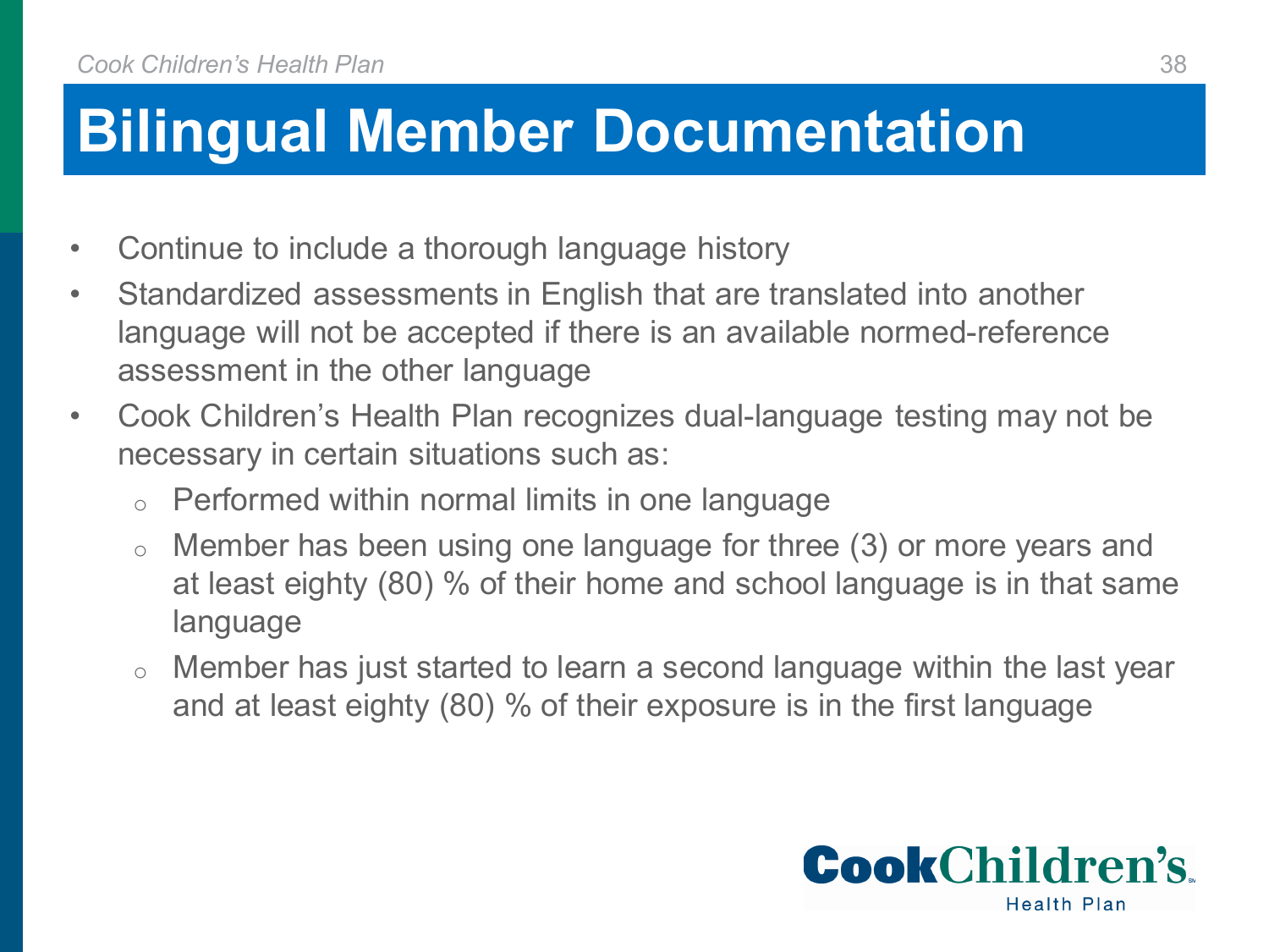# Bilingual Member Documentation

- Continue to include a thorough language history
- Standardized assessments in English that are translated into another language will not be accepted if there is an available normed-reference assessment in the other language
- Cook Children's Health Plan recognizes dual-language testing may not be necessary in certain situations such as:
  - Performed within normal limits in one language
  - Member has been using one language for three (3) or more years and at least eighty (80) % of their home and school language is in that same language
  - Member has just started to learn a second language within the last year and at least eighty (80) % of their exposure is in the first language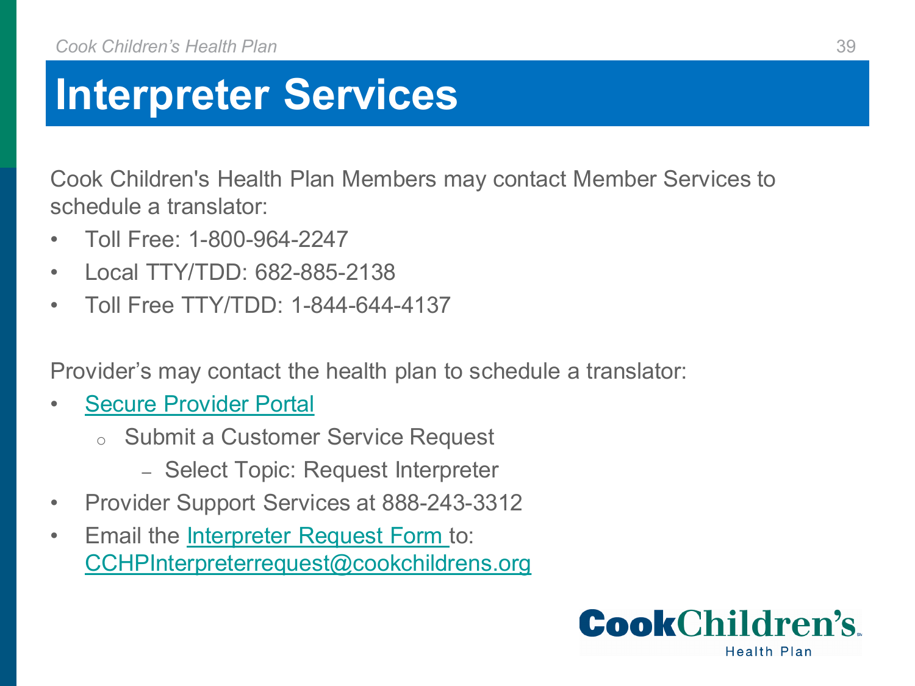# Interpreter Services

Cook Children's Health Plan Members may contact Member Services to schedule a translator:

- Toll Free: 1-800-964-2247
- Local TTY/TDD: 682-885-2138
- Toll Free TTY/TDD: 1-844-644-4137

Provider's may contact the health plan to schedule a translator:

- Secure Provider Portal
  - Submit a Customer Service Request
    - Select Topic: Request Interpreter
- Provider Support Services at 888-243-3312
- Email the Interpreter Request Form to: CCHPInterpreterrequest@cookchildrens.org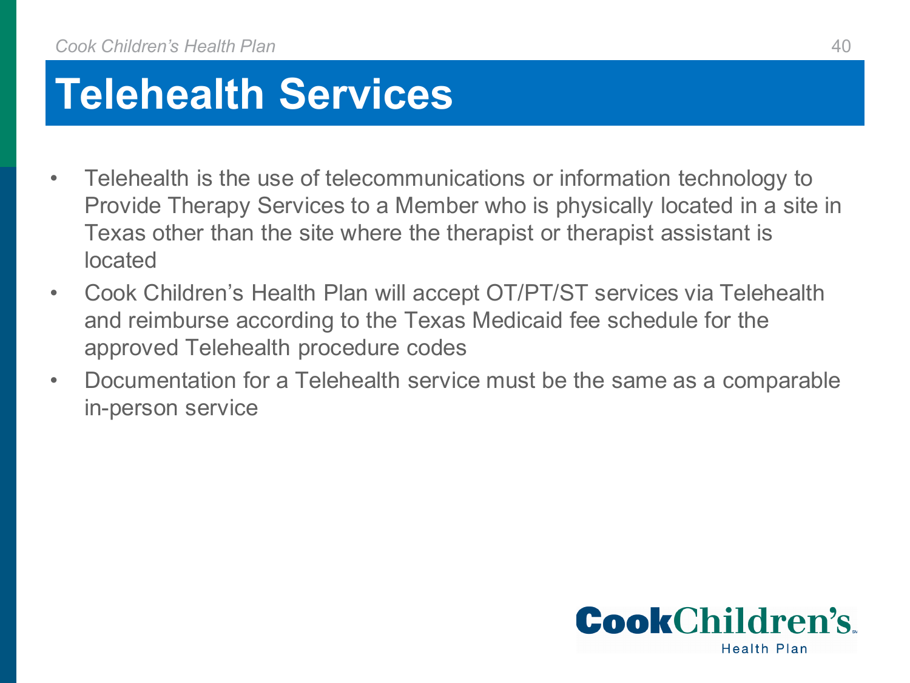# Telehealth Services

- Telehealth is the use of telecommunications or information technology to Provide Therapy Services to a Member who is physically located in a site in Texas other than the site where the therapist or therapist assistant is located
- Cook Children's Health Plan will accept OT/PT/ST services via Telehealth and reimburse according to the Texas Medicaid fee schedule for the approved Telehealth procedure codes
- Documentation for a Telehealth service must be the same as a comparable in-person service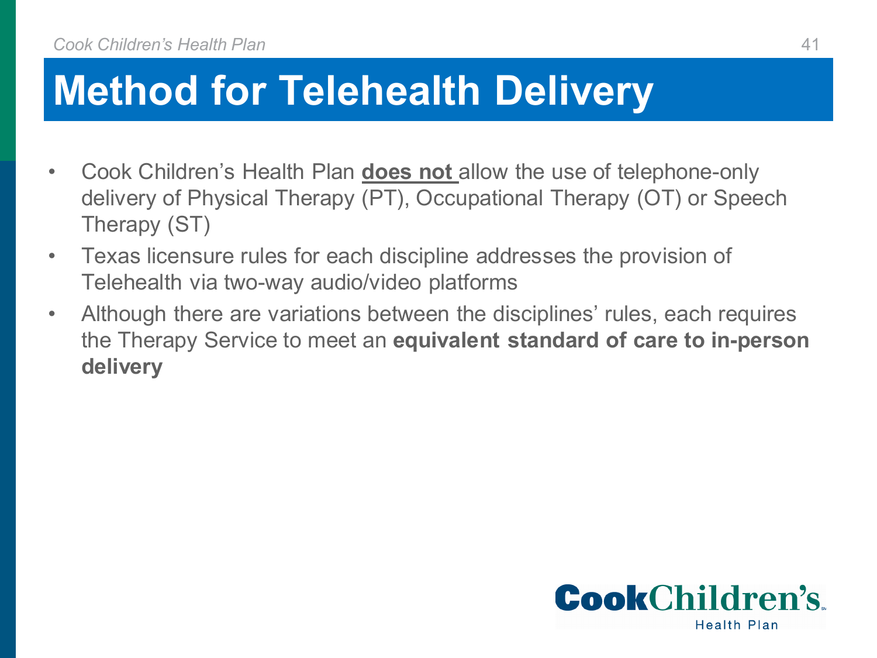# Method for Telehealth Delivery

- Cook Children's Health Plan **does not** allow the use of telephone-only delivery of Physical Therapy (PT), Occupational Therapy (OT) or Speech Therapy (ST)
- Texas licensure rules for each discipline addresses the provision of Telehealth via two-way audio/video platforms
- Although there are variations between the disciplines' rules, each requires the Therapy Service to meet an **equivalent standard of care to in-person delivery**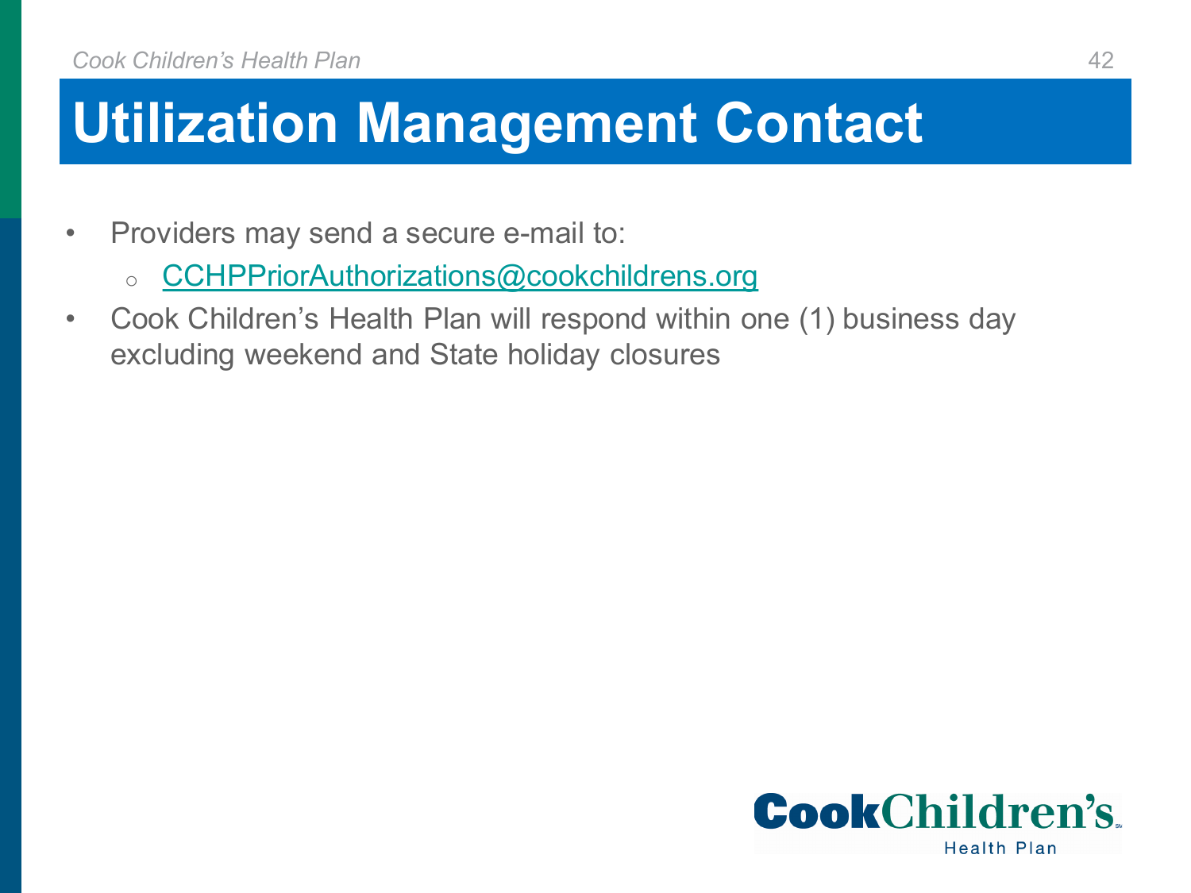# Utilization Management Contact

- Providers may send a secure e-mail to:
  - CCHPPriorAuthorizations@cookchildrens.org
- Cook Children's Health Plan will respond within one (1) business day excluding weekend and State holiday closures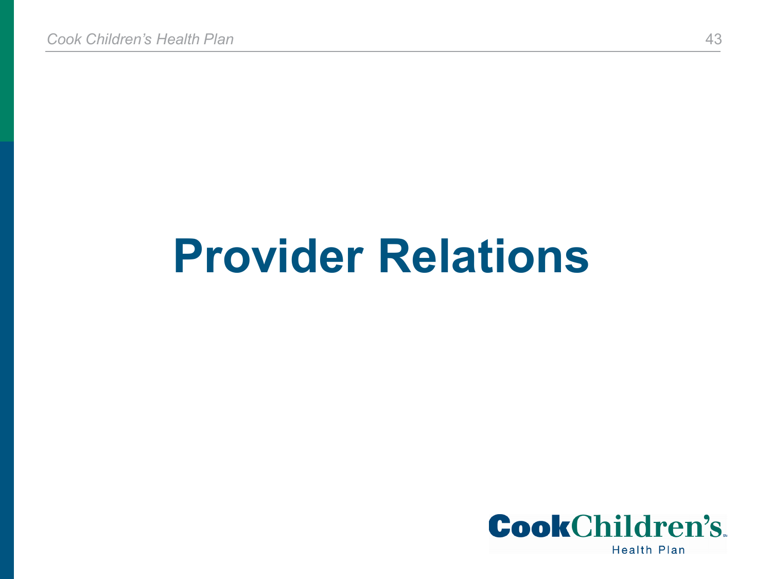# Provider Relations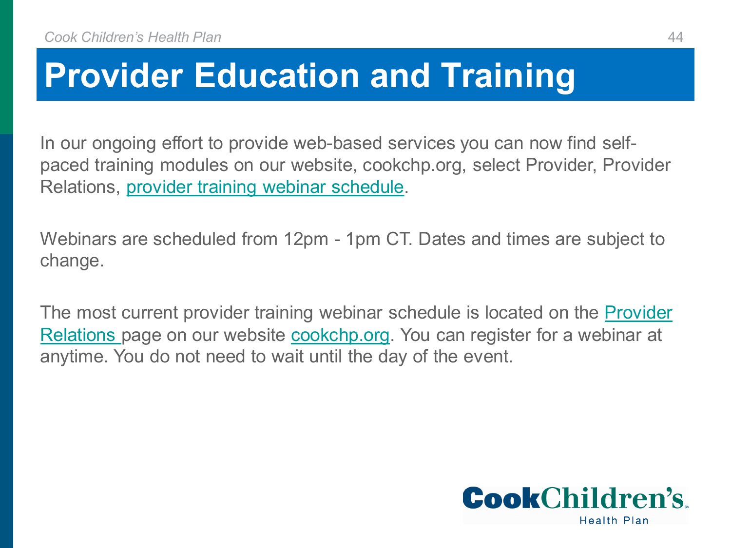# Provider Education and Training

In our ongoing effort to provide web-based services you can now find self-paced training modules on our website, cookchp.org, select Provider, Provider Relations, provider training webinar schedule.

Webinars are scheduled from 12pm - 1pm CT. Dates and times are subject to change.

The most current provider training webinar schedule is located on the Provider Relations page on our website cookchp.org. You can register for a webinar at anytime. You do not need to wait until the day of the event.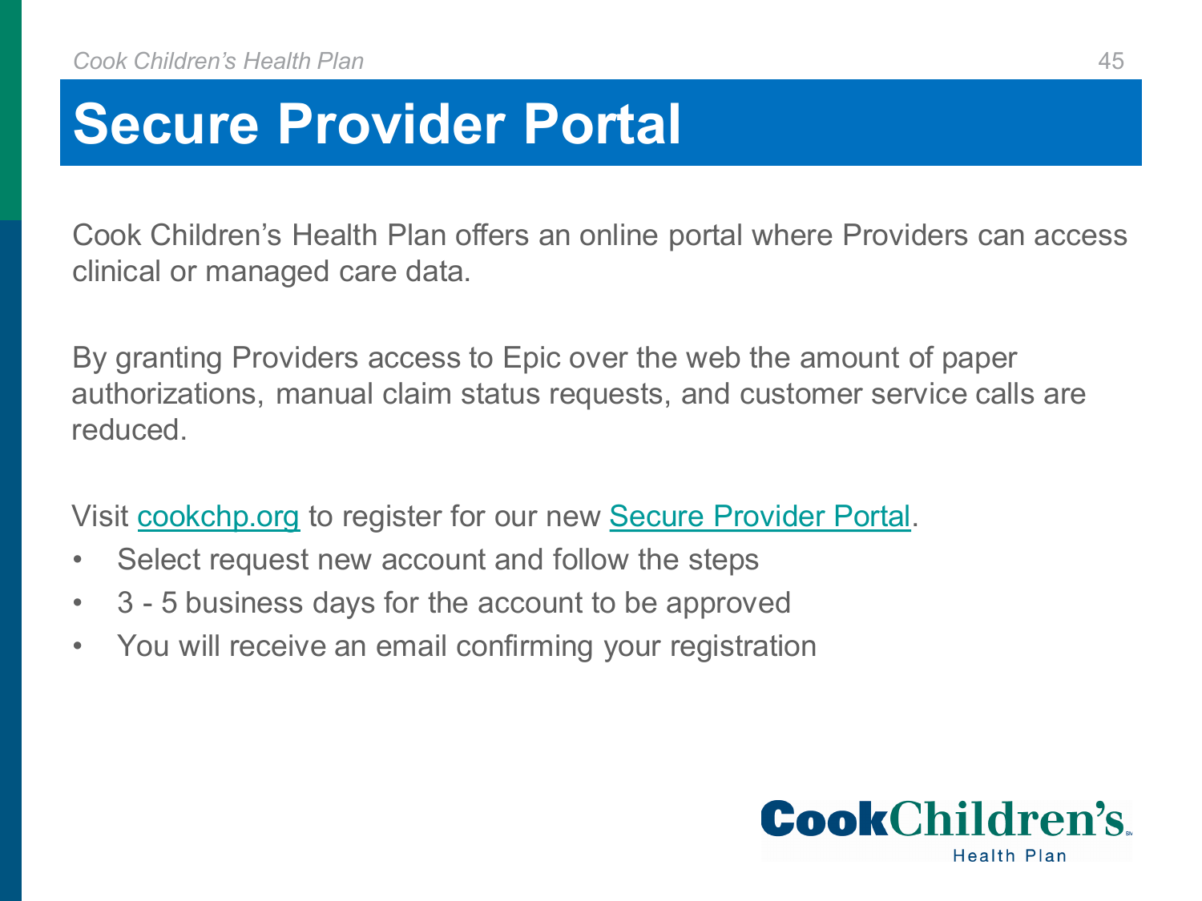# Secure Provider Portal

Cook Children's Health Plan offers an online portal where Providers can access clinical or managed care data.

By granting Providers access to Epic over the web the amount of paper authorizations, manual claim status requests, and customer service calls are reduced.

Visit cookchp.org to register for our new Secure Provider Portal.

- Select request new account and follow the steps
- 3 - 5 business days for the account to be approved
- You will receive an email confirming your registration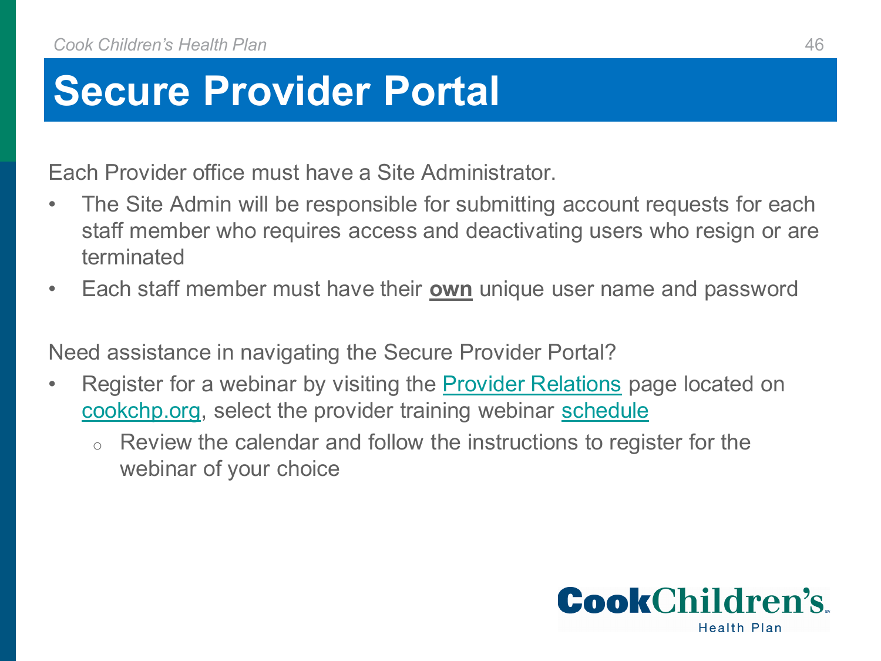# Secure Provider Portal

Each Provider office must have a Site Administrator.

- The Site Admin will be responsible for submitting account requests for each staff member who requires access and deactivating users who resign or are terminated
- Each staff member must have their **own** unique user name and password

Need assistance in navigating the Secure Provider Portal?

- Register for a webinar by visiting the Provider Relations page located on cookchp.org, select the provider training webinar schedule
  - Review the calendar and follow the instructions to register for the webinar of your choice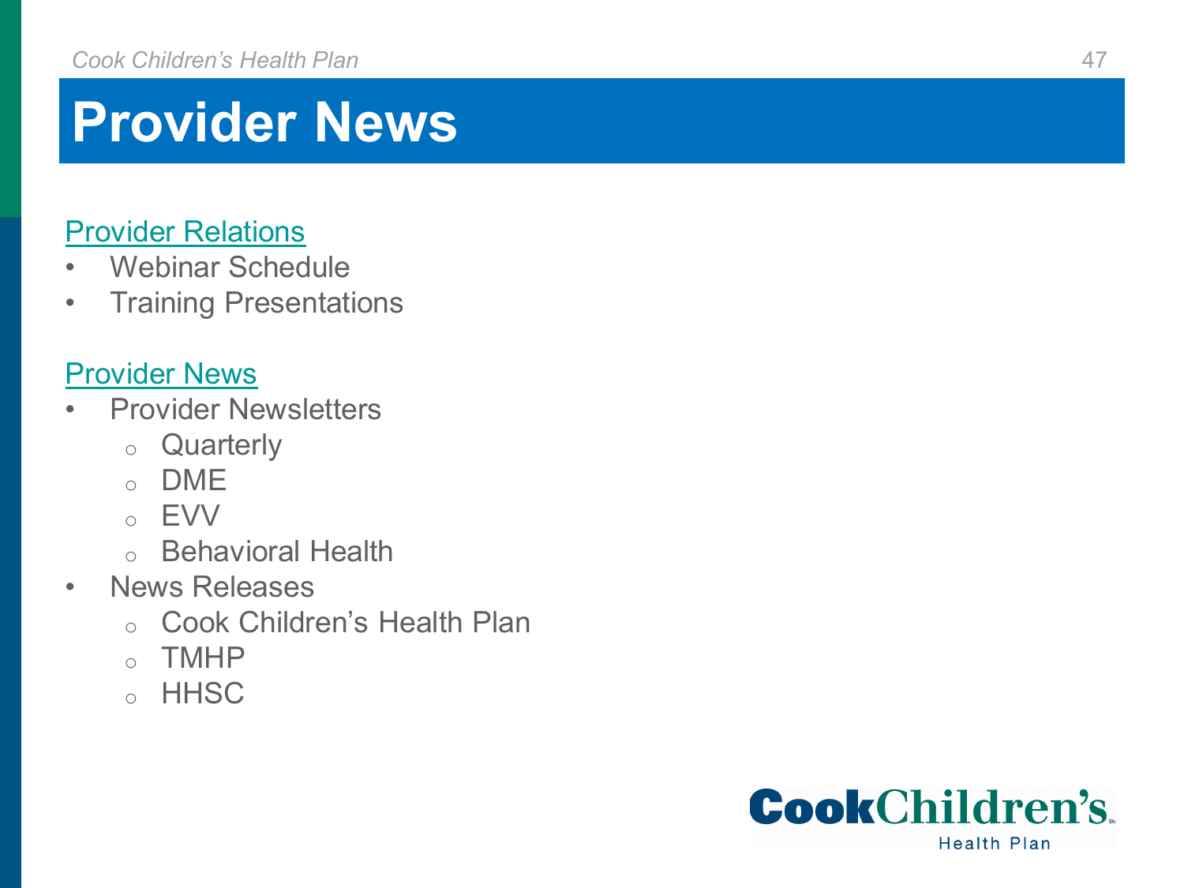# Provider News

Provider Relations

- Webinar Schedule
- Training Presentations

Provider News

- Provider Newsletters
  - Quarterly
  - DME
  - EVV
  - Behavioral Health
- News Releases
  - Cook Children's Health Plan
  - TMHP
  - HHSC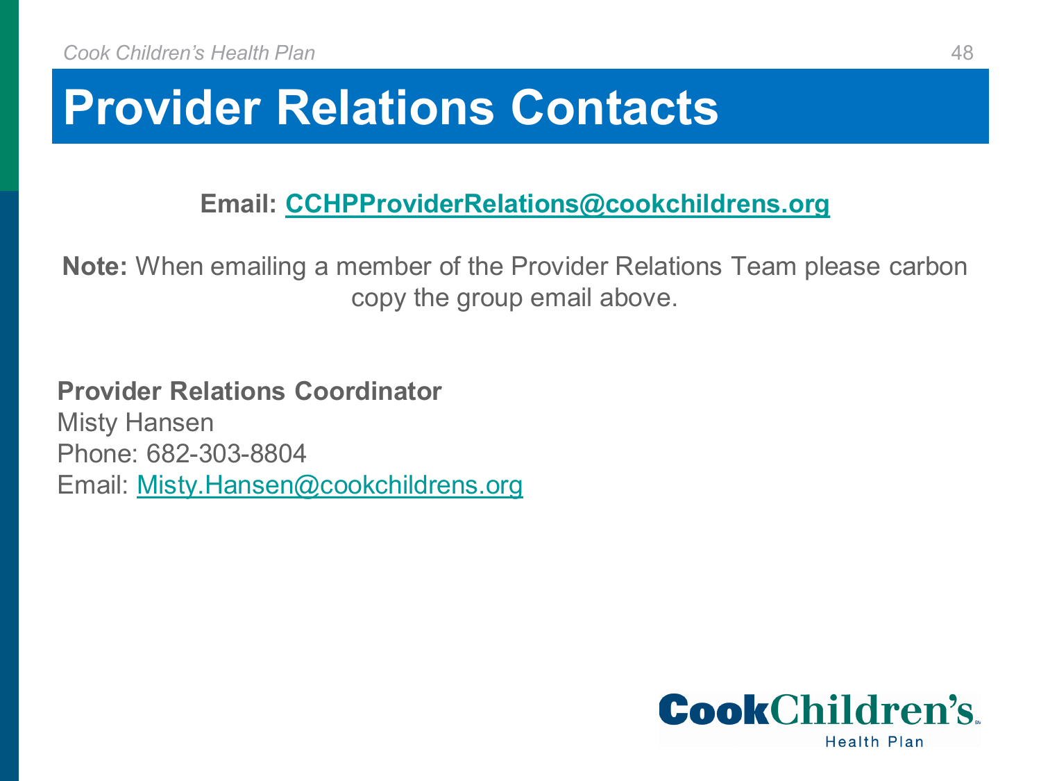# Provider Relations Contacts

**Email: CCHPProviderRelations@cookchildrens.org**

**Note:** When emailing a member of the Provider Relations Team please carbon copy the group email above.

**Provider Relations Coordinator**
Misty Hansen
Phone: 682-303-8804
Email: Misty.Hansen@cookchildrens.org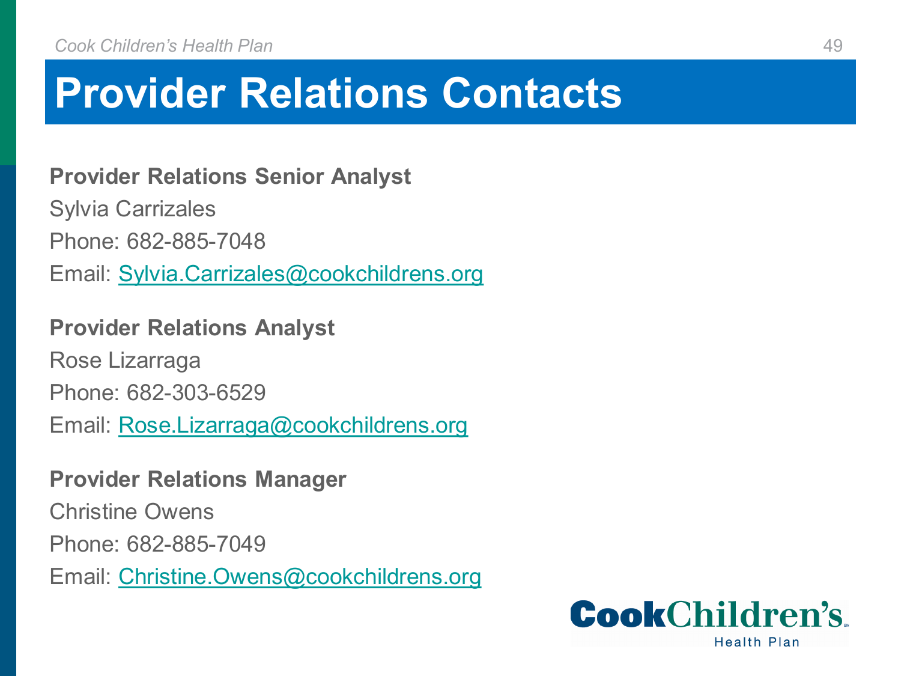# Provider Relations Contacts

**Provider Relations Senior Analyst**

Sylvia Carrizales

Phone: 682-885-7048

Email: Sylvia.Carrizales@cookchildrens.org

**Provider Relations Analyst**

Rose Lizarraga

Phone: 682-303-6529

Email: Rose.Lizarraga@cookchildrens.org

**Provider Relations Manager**

Christine Owens

Phone: 682-885-7049

Email: Christine.Owens@cookchildrens.org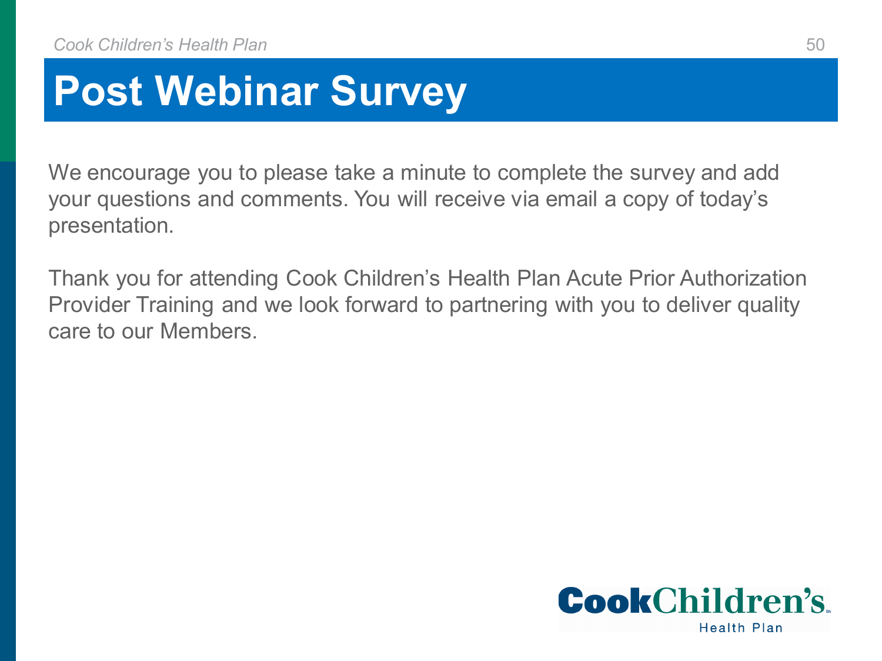# Post Webinar Survey

We encourage you to please take a minute to complete the survey and add your questions and comments. You will receive via email a copy of today's presentation.

Thank you for attending Cook Children's Health Plan Acute Prior Authorization Provider Training and we look forward to partnering with you to deliver quality care to our Members.